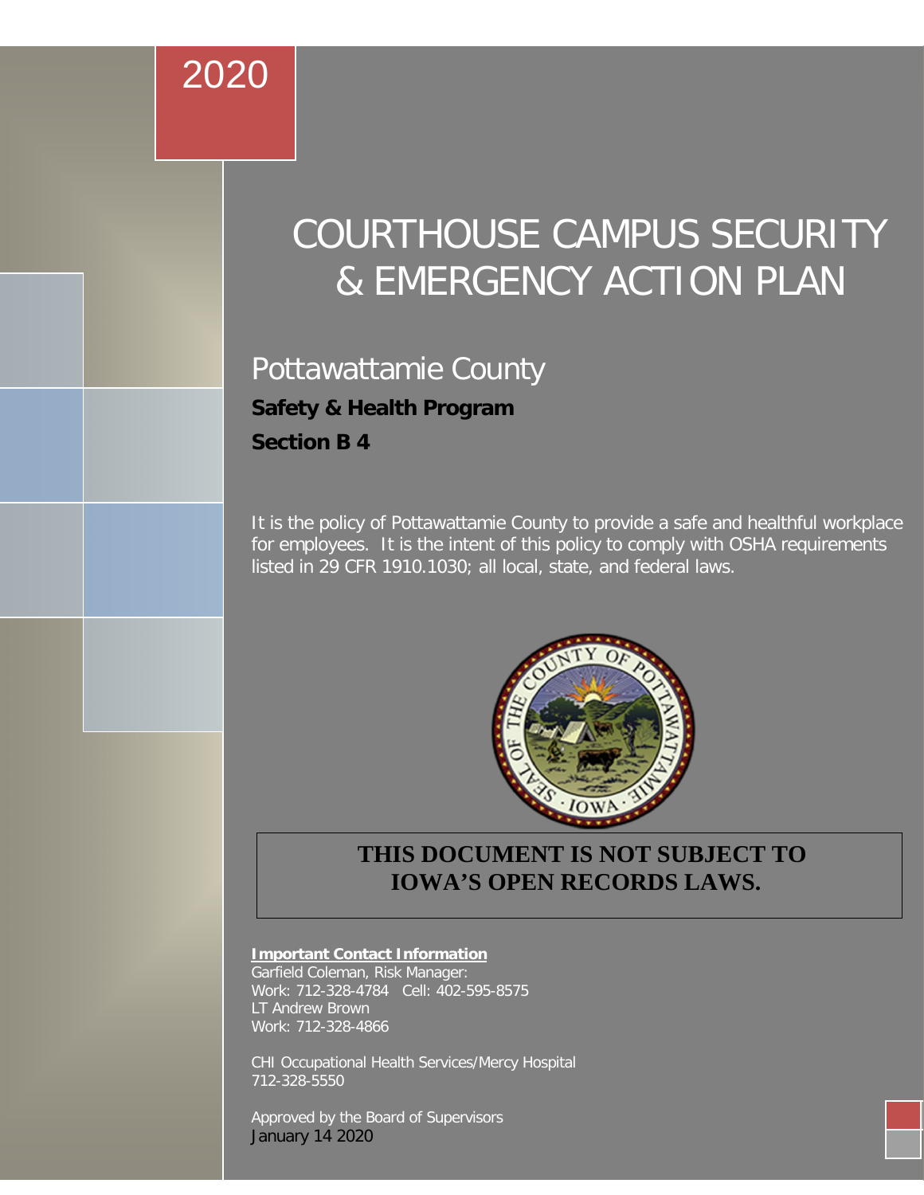2020

# COURTHOUSE CAMPUS SECURITY & EMERGENCY ACTION PLAN

## Pottawattamie County

**Safety & Health Program**

**Section B 4**

It is the policy of Pottawattamie County to provide a safe and healthful workplace for employees. It is the intent of this policy to comply with OSHA requirements listed in 29 CFR 1910.1030; all local, state, and federal laws.

**THIS DOCUMENT IS NOT SUBJECT TO IOWA'S OPEN RECORDS LAWS.**

**Important Contact Information**

Garfield Coleman, Risk Manager:
Work: 712-328-4784 Cell: 402-595-8575
LT Andrew Brown
Work: 712-328-4866

CHI Occupational Health Services/Mercy Hospital
712-328-5550

Approved by the Board of Supervisors
January 14 2020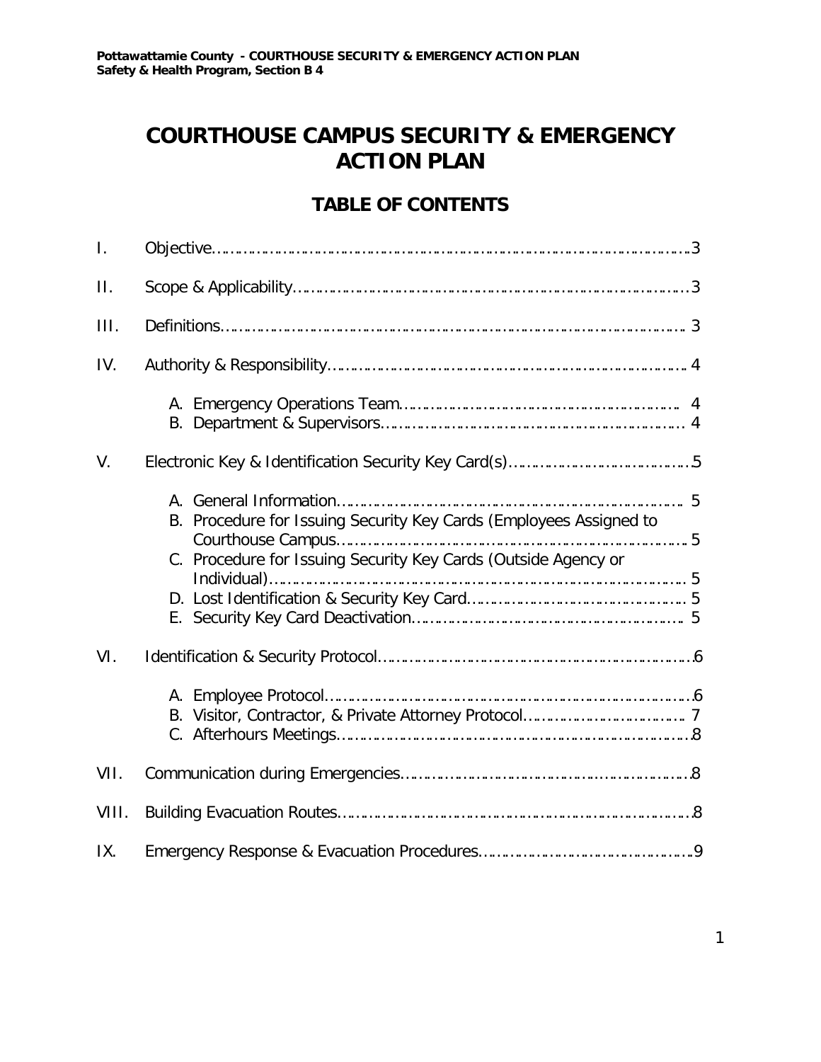# COURTHOUSE CAMPUS SECURITY & EMERGENCY ACTION PLAN

## TABLE OF CONTENTS

I. Objective……………………………………………………………………………………3

II. Scope & Applicability……………………………………………………………………3

III. Definitions……………………………………………………………………………… 3

IV. Authority & Responsibility……………………………………………………………… 4

- A. Emergency Operations Team……………………………………………………… 4
- B. Department & Supervisors………………………………………………………… 4

V. Electronic Key & Identification Security Key Card(s)……………………………………5

- A. General Information……………………………………………………………… 5
- B. Procedure for Issuing Security Key Cards (Employees Assigned to Courthouse Campus……………………………………………………………………5
- C. Procedure for Issuing Security Key Cards (Outside Agency or Individual)………………………………………………………………………… 5
- D. Lost Identification & Security Key Card……………………………………… 5
- E. Security Key Card Deactivation………………………………………………… 5

VI. Identification & Security Protocol………………………………………………………6

- A. Employee Protocol…………………………………………………………………6
- B. Visitor, Contractor, & Private Attorney Protocol……………………………… 7
- C. Afterhours Meetings…………………………………………………………………8

VII. Communication during Emergencies……………………………………………………8

VIII. Building Evacuation Routes………………………………………………………………8

IX. Emergency Response & Evacuation Procedures…………………………………………9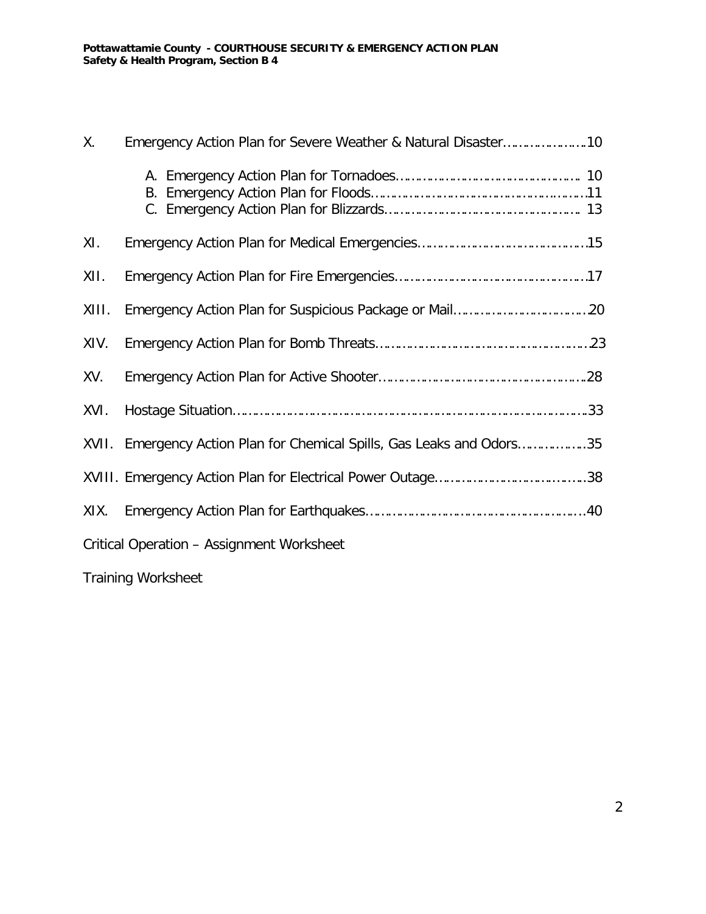X. Emergency Action Plan for Severe Weather & Natural Disaster…………………10

A. Emergency Action Plan for Tornadoes……………………………………… 10
B. Emergency Action Plan for Floods…………………………………………….11
C. Emergency Action Plan for Blizzards……………………………………… 13

XI. Emergency Action Plan for Medical Emergencies……………………………………15

XII. Emergency Action Plan for Fire Emergencies…………………………………………17

XIII. Emergency Action Plan for Suspicious Package or Mail…………………………….20

XIV. Emergency Action Plan for Bomb Threats……………………………………………….23

XV. Emergency Action Plan for Active Shooter…………………………………………….28

XVI. Hostage Situation……………………………………………………………………………….33

XVII. Emergency Action Plan for Chemical Spills, Gas Leaks and Odors……………..35

XVIII. Emergency Action Plan for Electrical Power Outage…………………………………38

XIX. Emergency Action Plan for Earthquakes………………………………………………..40

Critical Operation – Assignment Worksheet

Training Worksheet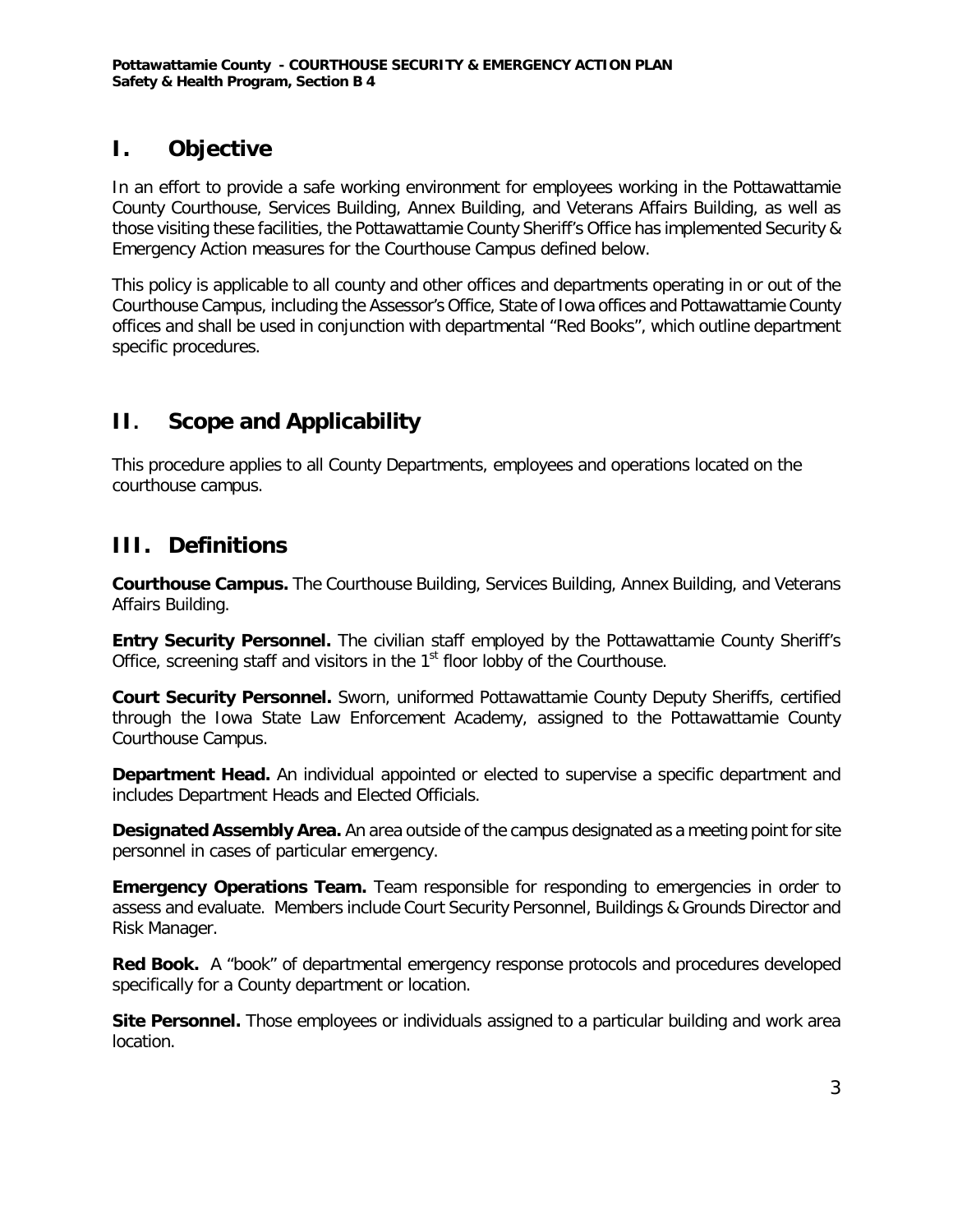# I. Objective

In an effort to provide a safe working environment for employees working in the Pottawattamie County Courthouse, Services Building, Annex Building, and Veterans Affairs Building, as well as those visiting these facilities, the Pottawattamie County Sheriff's Office has implemented Security & Emergency Action measures for the Courthouse Campus defined below.

This policy is applicable to all county and other offices and departments operating in or out of the Courthouse Campus, including the Assessor's Office, State of Iowa offices and Pottawattamie County offices and shall be used in conjunction with departmental "Red Books", which outline department specific procedures.

# II. Scope and Applicability

This procedure applies to all County Departments, employees and operations located on the courthouse campus.

# III. Definitions

**Courthouse Campus.** The Courthouse Building, Services Building, Annex Building, and Veterans Affairs Building.

**Entry Security Personnel.** The civilian staff employed by the Pottawattamie County Sheriff's Office, screening staff and visitors in the 1st floor lobby of the Courthouse.

**Court Security Personnel.** Sworn, uniformed Pottawattamie County Deputy Sheriffs, certified through the Iowa State Law Enforcement Academy, assigned to the Pottawattamie County Courthouse Campus.

**Department Head.** An individual appointed or elected to supervise a specific department and includes Department Heads and Elected Officials.

**Designated Assembly Area.** An area outside of the campus designated as a meeting point for site personnel in cases of particular emergency.

**Emergency Operations Team.** Team responsible for responding to emergencies in order to assess and evaluate. Members include Court Security Personnel, Buildings & Grounds Director and Risk Manager.

**Red Book.** A "book" of departmental emergency response protocols and procedures developed specifically for a County department or location.

**Site Personnel.** Those employees or individuals assigned to a particular building and work area location.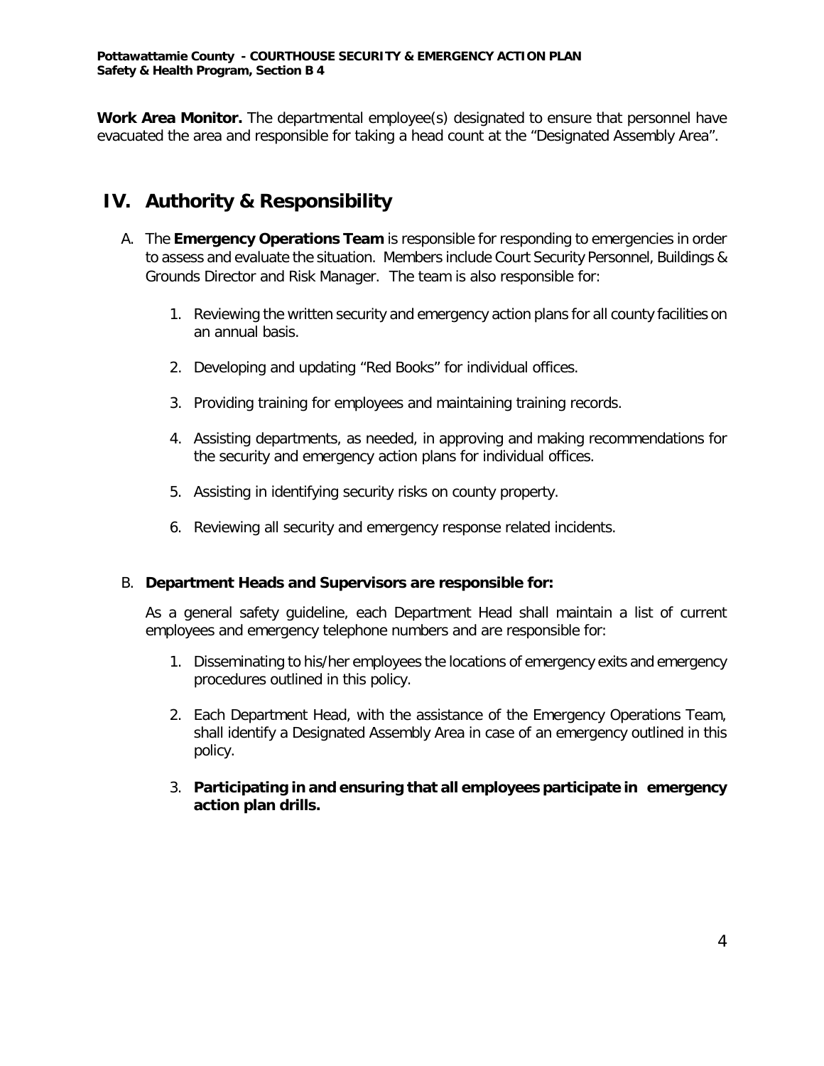**Work Area Monitor.** The departmental employee(s) designated to ensure that personnel have evacuated the area and responsible for taking a head count at the "Designated Assembly Area".

## IV. Authority & Responsibility

A. The **Emergency Operations Team** is responsible for responding to emergencies in order to assess and evaluate the situation. Members include Court Security Personnel, Buildings & Grounds Director and Risk Manager. The team is also responsible for:

1. Reviewing the written security and emergency action plans for all county facilities on an annual basis.
2. Developing and updating "Red Books" for individual offices.
3. Providing training for employees and maintaining training records.
4. Assisting departments, as needed, in approving and making recommendations for the security and emergency action plans for individual offices.
5. Assisting in identifying security risks on county property.
6. Reviewing all security and emergency response related incidents.

B. **Department Heads and Supervisors are responsible for:**

As a general safety guideline, each Department Head shall maintain a list of current employees and emergency telephone numbers and are responsible for:

1. Disseminating to his/her employees the locations of emergency exits and emergency procedures outlined in this policy.
2. Each Department Head, with the assistance of the Emergency Operations Team, shall identify a Designated Assembly Area in case of an emergency outlined in this policy.
3. **Participating in and ensuring that all employees participate in emergency action plan drills.**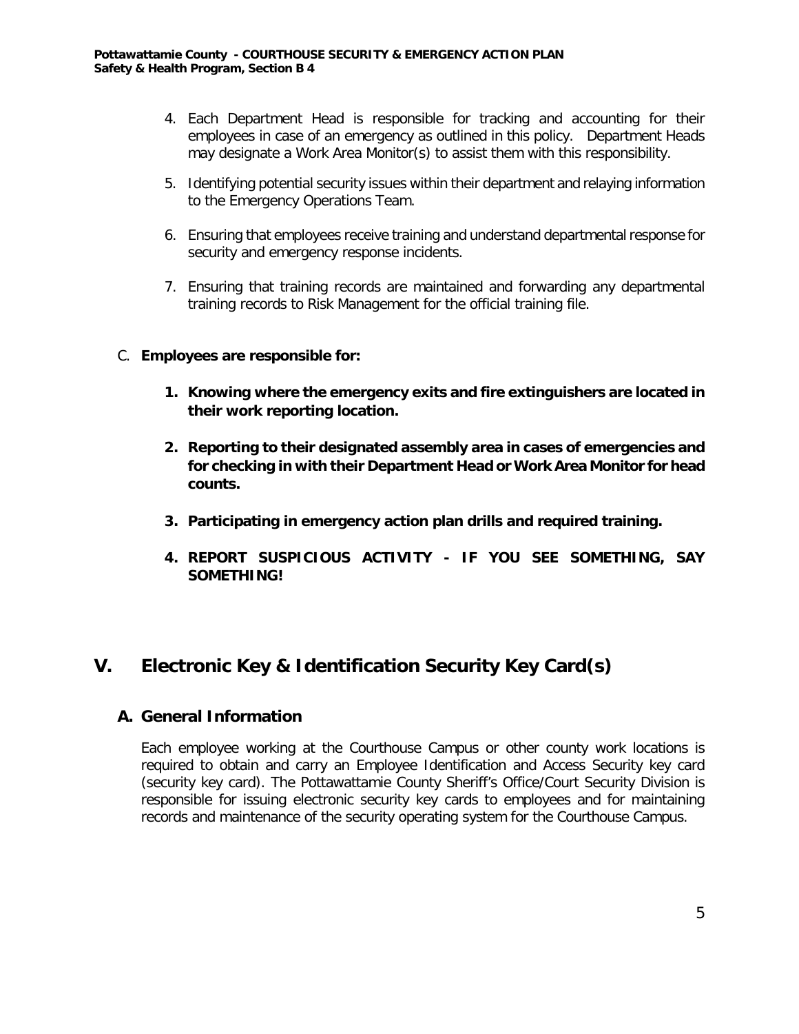4. Each Department Head is responsible for tracking and accounting for their employees in case of an emergency as outlined in this policy. Department Heads may designate a Work Area Monitor(s) to assist them with this responsibility.

5. Identifying potential security issues within their department and relaying information to the Emergency Operations Team.

6. Ensuring that employees receive training and understand departmental response for security and emergency response incidents.

7. Ensuring that training records are maintained and forwarding any departmental training records to Risk Management for the official training file.

C. **Employees are responsible for:**

1. **Knowing where the emergency exits and fire extinguishers are located in their work reporting location.**

2. **Reporting to their designated assembly area in cases of emergencies and for checking in with their Department Head or Work Area Monitor for head counts.**

3. **Participating in emergency action plan drills and required training.**

4. **REPORT SUSPICIOUS ACTIVITY - IF YOU SEE SOMETHING, SAY SOMETHING!**

# V. Electronic Key & Identification Security Key Card(s)

## A. General Information

Each employee working at the Courthouse Campus or other county work locations is required to obtain and carry an Employee Identification and Access Security key card (security key card). The Pottawattamie County Sheriff's Office/Court Security Division is responsible for issuing electronic security key cards to employees and for maintaining records and maintenance of the security operating system for the Courthouse Campus.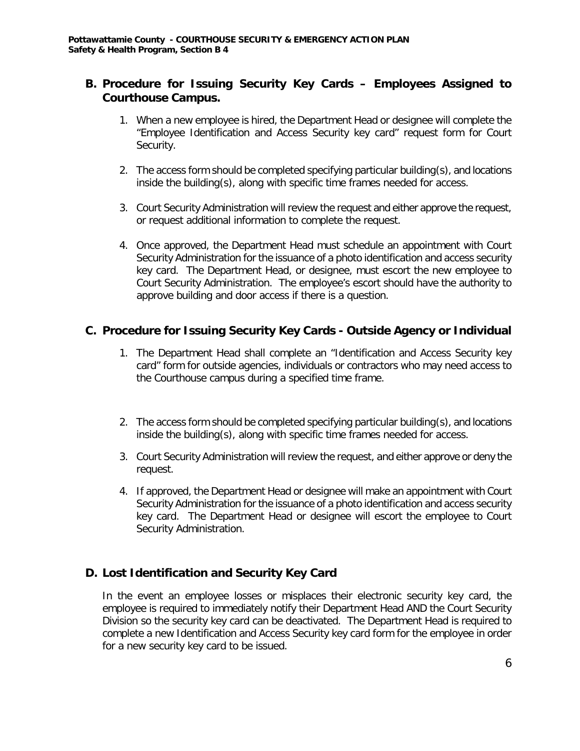## B. Procedure for Issuing Security Key Cards – Employees Assigned to Courthouse Campus.

1. When a new employee is hired, the Department Head or designee will complete the "Employee Identification and Access Security key card" request form for Court Security.

2. The access form should be completed specifying particular building(s), and locations inside the building(s), along with specific time frames needed for access.

3. Court Security Administration will review the request and either approve the request, or request additional information to complete the request.

4. Once approved, the Department Head must schedule an appointment with Court Security Administration for the issuance of a photo identification and access security key card. The Department Head, or designee, must escort the new employee to Court Security Administration. The employee's escort should have the authority to approve building and door access if there is a question.

## C. Procedure for Issuing Security Key Cards - Outside Agency or Individual

1. The Department Head shall complete an "Identification and Access Security key card" form for outside agencies, individuals or contractors who may need access to the Courthouse campus during a specified time frame.

2. The access form should be completed specifying particular building(s), and locations inside the building(s), along with specific time frames needed for access.

3. Court Security Administration will review the request, and either approve or deny the request.

4. If approved, the Department Head or designee will make an appointment with Court Security Administration for the issuance of a photo identification and access security key card. The Department Head or designee will escort the employee to Court Security Administration.

## D. Lost Identification and Security Key Card

In the event an employee losses or misplaces their electronic security key card, the employee is required to immediately notify their Department Head AND the Court Security Division so the security key card can be deactivated. The Department Head is required to complete a new Identification and Access Security key card form for the employee in order for a new security key card to be issued.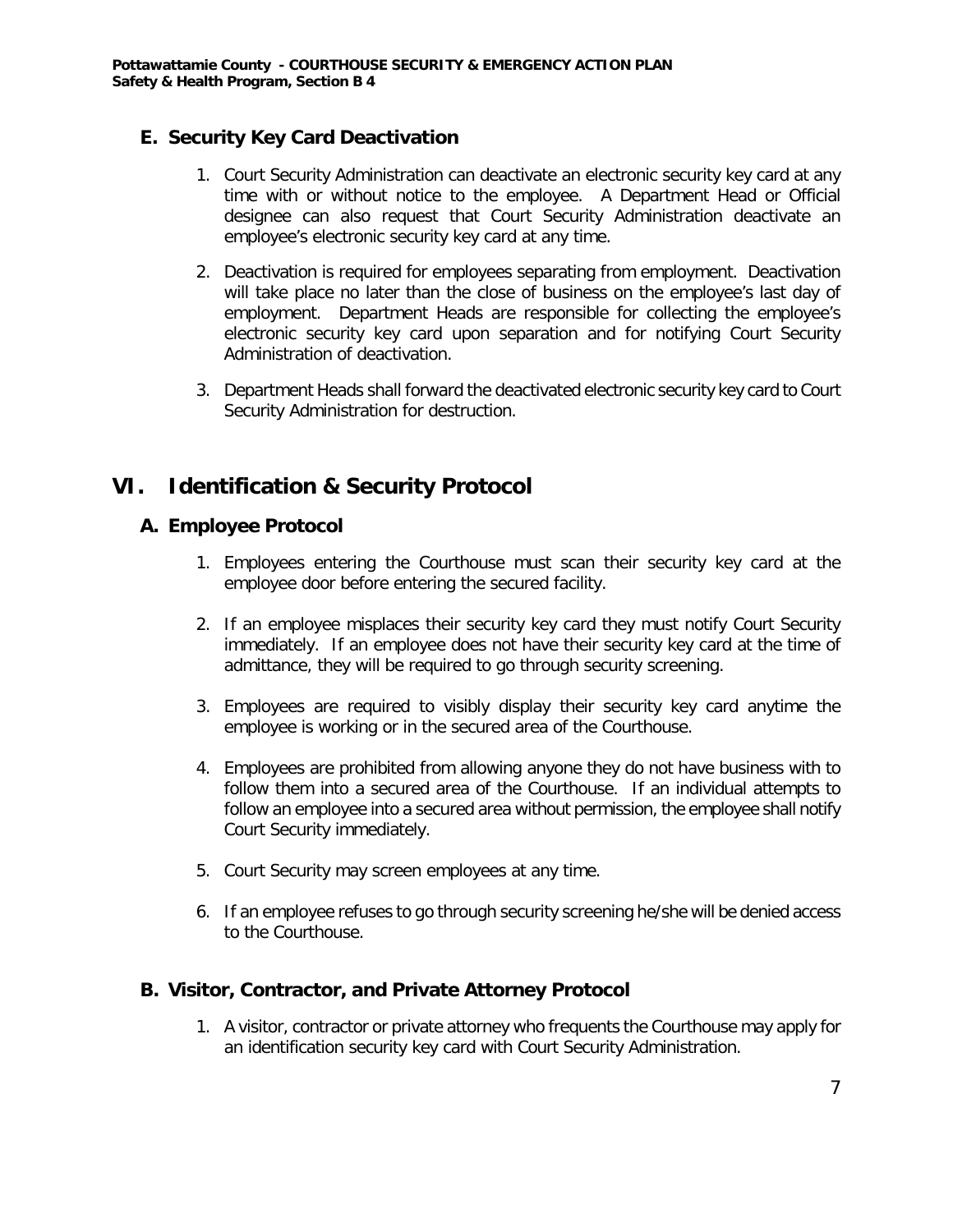### E. Security Key Card Deactivation

1. Court Security Administration can deactivate an electronic security key card at any time with or without notice to the employee. A Department Head or Official designee can also request that Court Security Administration deactivate an employee's electronic security key card at any time.

2. Deactivation is required for employees separating from employment. Deactivation will take place no later than the close of business on the employee's last day of employment. Department Heads are responsible for collecting the employee's electronic security key card upon separation and for notifying Court Security Administration of deactivation.

3. Department Heads shall forward the deactivated electronic security key card to Court Security Administration for destruction.

## VI. Identification & Security Protocol

### A. Employee Protocol

1. Employees entering the Courthouse must scan their security key card at the employee door before entering the secured facility.

2. If an employee misplaces their security key card they must notify Court Security immediately. If an employee does not have their security key card at the time of admittance, they will be required to go through security screening.

3. Employees are required to visibly display their security key card anytime the employee is working or in the secured area of the Courthouse.

4. Employees are prohibited from allowing anyone they do not have business with to follow them into a secured area of the Courthouse. If an individual attempts to follow an employee into a secured area without permission, the employee shall notify Court Security immediately.

5. Court Security may screen employees at any time.

6. If an employee refuses to go through security screening he/she will be denied access to the Courthouse.

### B. Visitor, Contractor, and Private Attorney Protocol

1. A visitor, contractor or private attorney who frequents the Courthouse may apply for an identification security key card with Court Security Administration.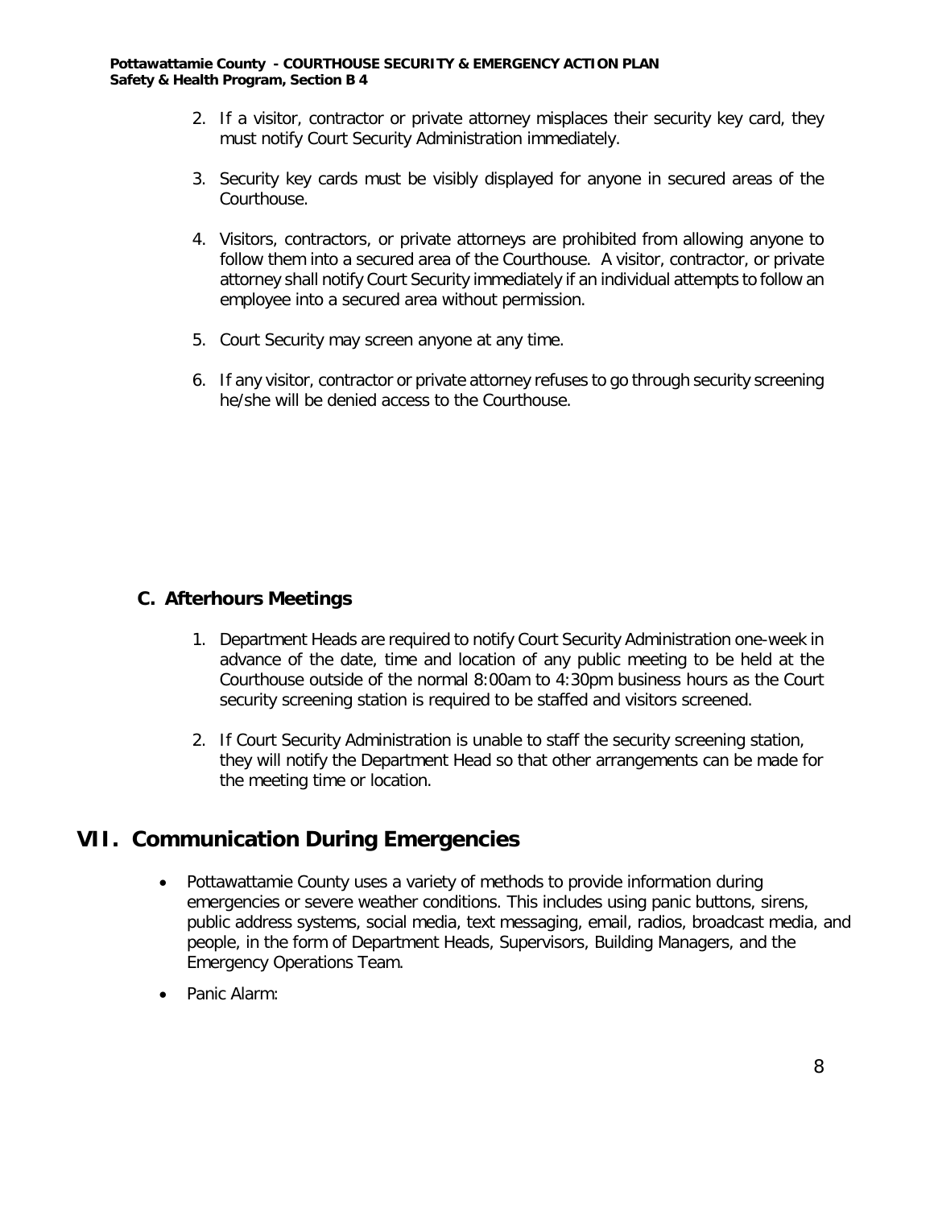2. If a visitor, contractor or private attorney misplaces their security key card, they must notify Court Security Administration immediately.

3. Security key cards must be visibly displayed for anyone in secured areas of the Courthouse.

4. Visitors, contractors, or private attorneys are prohibited from allowing anyone to follow them into a secured area of the Courthouse. A visitor, contractor, or private attorney shall notify Court Security immediately if an individual attempts to follow an employee into a secured area without permission.

5. Court Security may screen anyone at any time.

6. If any visitor, contractor or private attorney refuses to go through security screening he/she will be denied access to the Courthouse.

### C. Afterhours Meetings

1. Department Heads are required to notify Court Security Administration one-week in advance of the date, time and location of any public meeting to be held at the Courthouse outside of the normal 8:00am to 4:30pm business hours as the Court security screening station is required to be staffed and visitors screened.

2. If Court Security Administration is unable to staff the security screening station, they will notify the Department Head so that other arrangements can be made for the meeting time or location.

## VII. Communication During Emergencies

- Pottawattamie County uses a variety of methods to provide information during emergencies or severe weather conditions. This includes using panic buttons, sirens, public address systems, social media, text messaging, email, radios, broadcast media, and people, in the form of Department Heads, Supervisors, Building Managers, and the Emergency Operations Team.
- Panic Alarm: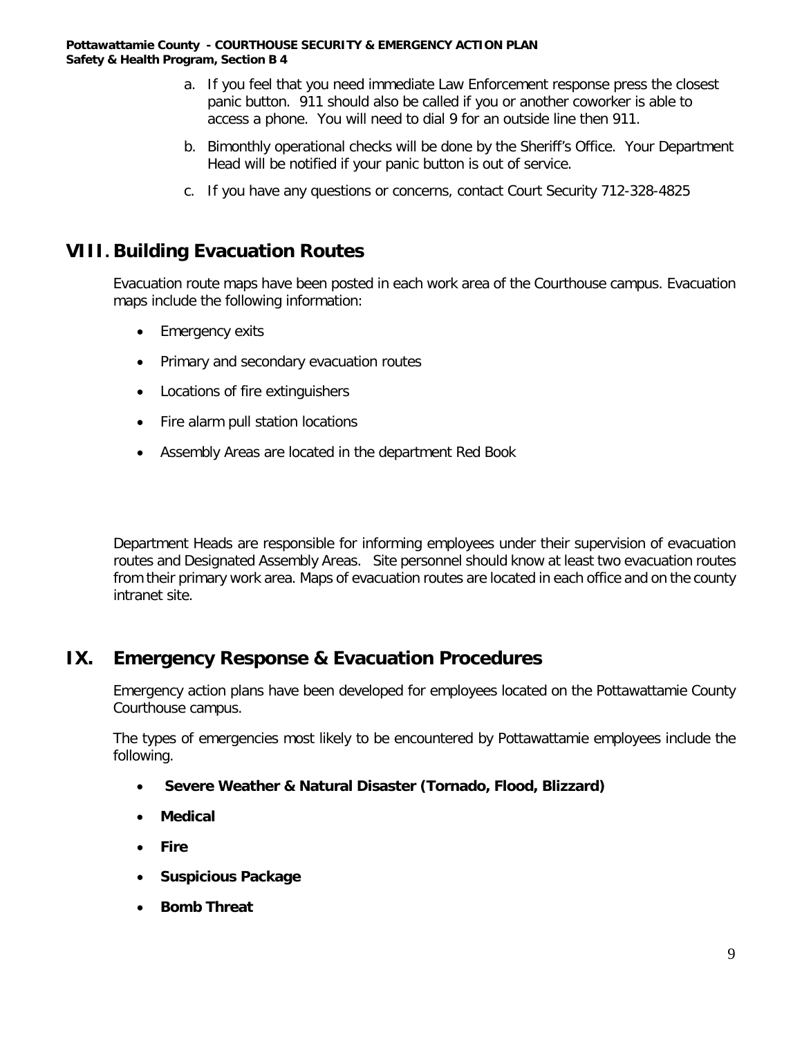a. If you feel that you need immediate Law Enforcement response press the closest panic button. 911 should also be called if you or another coworker is able to access a phone. You will need to dial 9 for an outside line then 911.

b. Bimonthly operational checks will be done by the Sheriff's Office. Your Department Head will be notified if your panic button is out of service.

c. If you have any questions or concerns, contact Court Security 712-328-4825

## VIII. Building Evacuation Routes

Evacuation route maps have been posted in each work area of the Courthouse campus. Evacuation maps include the following information:

- Emergency exits
- Primary and secondary evacuation routes
- Locations of fire extinguishers
- Fire alarm pull station locations
- Assembly Areas are located in the department Red Book

Department Heads are responsible for informing employees under their supervision of evacuation routes and Designated Assembly Areas. Site personnel should know at least two evacuation routes from their primary work area. Maps of evacuation routes are located in each office and on the county intranet site.

## IX. Emergency Response & Evacuation Procedures

Emergency action plans have been developed for employees located on the Pottawattamie County Courthouse campus.

The types of emergencies most likely to be encountered by Pottawattamie employees include the following.

- **Severe Weather & Natural Disaster (Tornado, Flood, Blizzard)**
- **Medical**
- **Fire**
- **Suspicious Package**
- **Bomb Threat**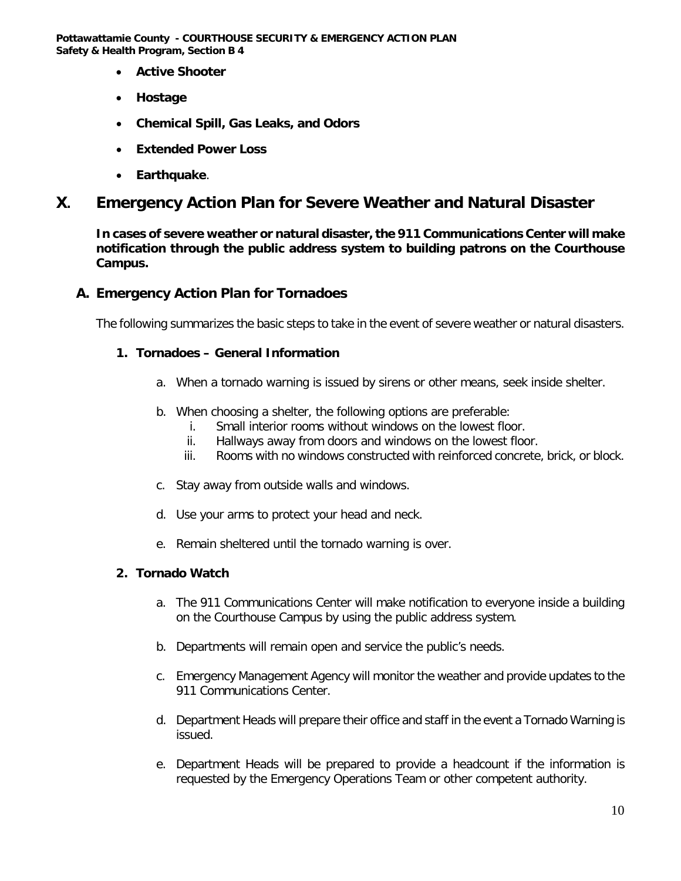- **Active Shooter**
- **Hostage**
- **Chemical Spill, Gas Leaks, and Odors**
- **Extended Power Loss**
- **Earthquake**.

# X. Emergency Action Plan for Severe Weather and Natural Disaster

**In cases of severe weather or natural disaster, the 911 Communications Center will make notification through the public address system to building patrons on the Courthouse Campus.**

## A. Emergency Action Plan for Tornadoes

The following summarizes the basic steps to take in the event of severe weather or natural disasters.

### 1. Tornadoes – General Information

a. When a tornado warning is issued by sirens or other means, seek inside shelter.

b. When choosing a shelter, the following options are preferable:
   i. Small interior rooms without windows on the lowest floor.
   ii. Hallways away from doors and windows on the lowest floor.
   iii. Rooms with no windows constructed with reinforced concrete, brick, or block.

c. Stay away from outside walls and windows.

d. Use your arms to protect your head and neck.

e. Remain sheltered until the tornado warning is over.

### 2. Tornado Watch

a. The 911 Communications Center will make notification to everyone inside a building on the Courthouse Campus by using the public address system.

b. Departments will remain open and service the public's needs.

c. Emergency Management Agency will monitor the weather and provide updates to the 911 Communications Center.

d. Department Heads will prepare their office and staff in the event a Tornado Warning is issued.

e. Department Heads will be prepared to provide a headcount if the information is requested by the Emergency Operations Team or other competent authority.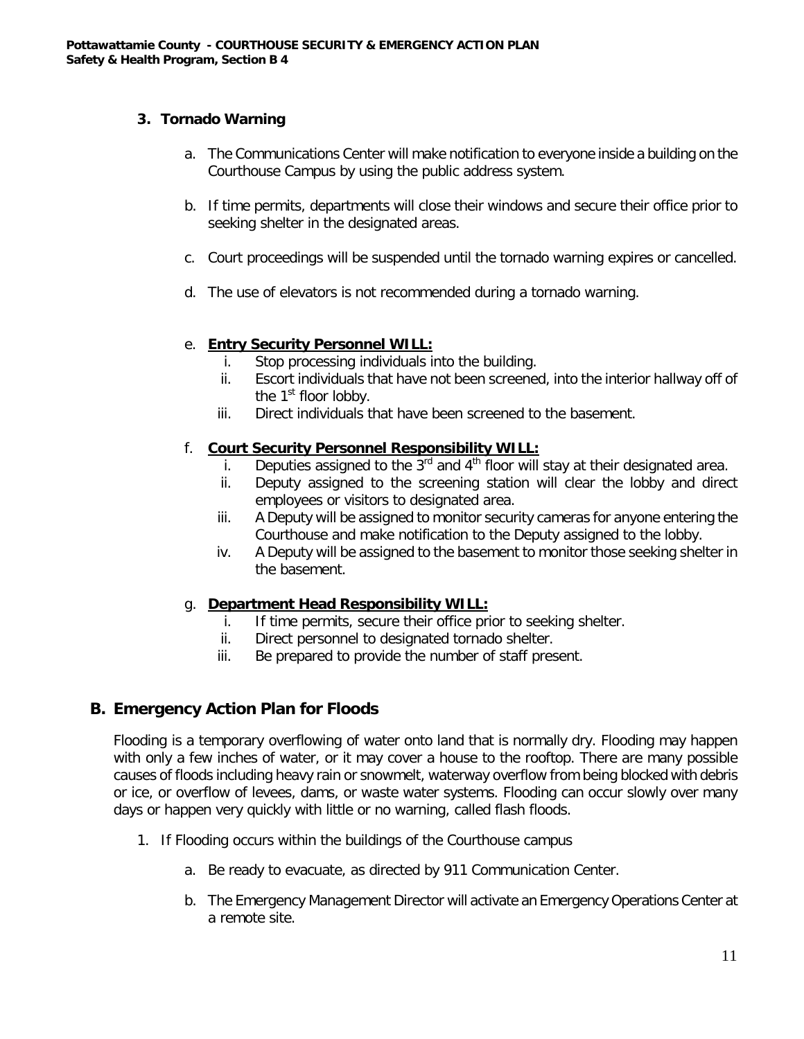### 3. Tornado Warning

a. The Communications Center will make notification to everyone inside a building on the Courthouse Campus by using the public address system.

b. If time permits, departments will close their windows and secure their office prior to seeking shelter in the designated areas.

c. Court proceedings will be suspended until the tornado warning expires or cancelled.

d. The use of elevators is not recommended during a tornado warning.

e. **Entry Security Personnel WILL:**
   i. Stop processing individuals into the building.
   ii. Escort individuals that have not been screened, into the interior hallway off of the 1st floor lobby.
   iii. Direct individuals that have been screened to the basement.

f. **Court Security Personnel Responsibility WILL:**
   i. Deputies assigned to the 3rd and 4th floor will stay at their designated area.
   ii. Deputy assigned to the screening station will clear the lobby and direct employees or visitors to designated area.
   iii. A Deputy will be assigned to monitor security cameras for anyone entering the Courthouse and make notification to the Deputy assigned to the lobby.
   iv. A Deputy will be assigned to the basement to monitor those seeking shelter in the basement.

g. **Department Head Responsibility WILL:**
   i. If time permits, secure their office prior to seeking shelter.
   ii. Direct personnel to designated tornado shelter.
   iii. Be prepared to provide the number of staff present.

## B. Emergency Action Plan for Floods

Flooding is a temporary overflowing of water onto land that is normally dry. Flooding may happen with only a few inches of water, or it may cover a house to the rooftop. There are many possible causes of floods including heavy rain or snowmelt, waterway overflow from being blocked with debris or ice, or overflow of levees, dams, or waste water systems. Flooding can occur slowly over many days or happen very quickly with little or no warning, called flash floods.

1. If Flooding occurs within the buildings of the Courthouse campus

   a. Be ready to evacuate, as directed by 911 Communication Center.

   b. The Emergency Management Director will activate an Emergency Operations Center at a remote site.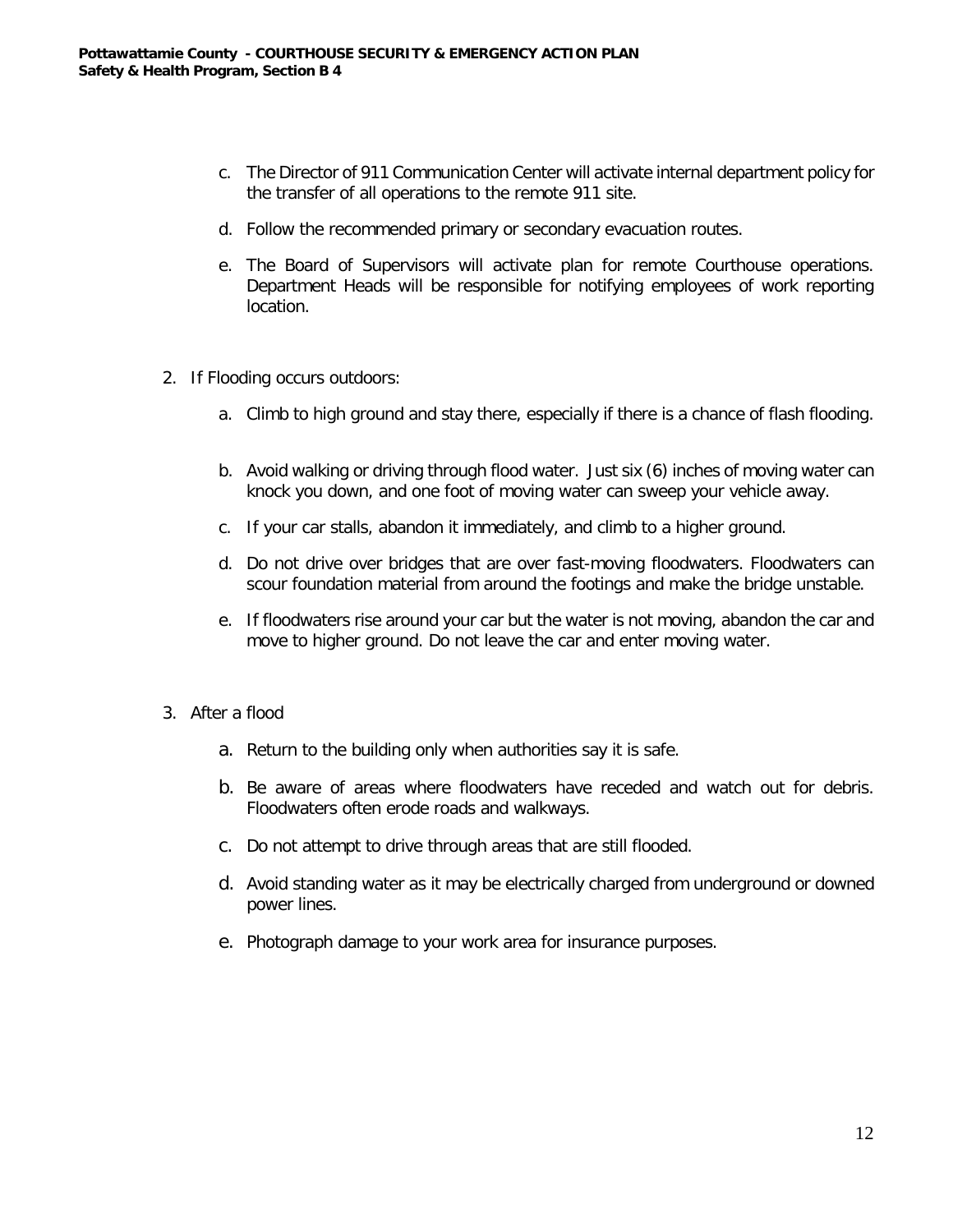c. The Director of 911 Communication Center will activate internal department policy for the transfer of all operations to the remote 911 site.

d. Follow the recommended primary or secondary evacuation routes.

e. The Board of Supervisors will activate plan for remote Courthouse operations. Department Heads will be responsible for notifying employees of work reporting location.

2. If Flooding occurs outdoors:

    a. Climb to high ground and stay there, especially if there is a chance of flash flooding.

    b. Avoid walking or driving through flood water. Just six (6) inches of moving water can knock you down, and one foot of moving water can sweep your vehicle away.

    c. If your car stalls, abandon it immediately, and climb to a higher ground.

    d. Do not drive over bridges that are over fast-moving floodwaters. Floodwaters can scour foundation material from around the footings and make the bridge unstable.

    e. If floodwaters rise around your car but the water is not moving, abandon the car and move to higher ground. Do not leave the car and enter moving water.

3. After a flood

    a. Return to the building only when authorities say it is safe.

    b. Be aware of areas where floodwaters have receded and watch out for debris. Floodwaters often erode roads and walkways.

    c. Do not attempt to drive through areas that are still flooded.

    d. Avoid standing water as it may be electrically charged from underground or downed power lines.

    e. Photograph damage to your work area for insurance purposes.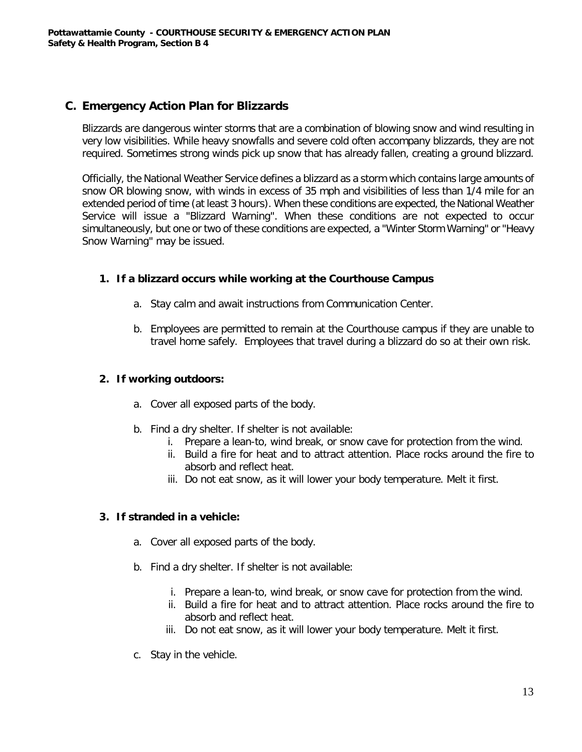## C. Emergency Action Plan for Blizzards

Blizzards are dangerous winter storms that are a combination of blowing snow and wind resulting in very low visibilities. While heavy snowfalls and severe cold often accompany blizzards, they are not required. Sometimes strong winds pick up snow that has already fallen, creating a ground blizzard.

Officially, the National Weather Service defines a blizzard as a storm which contains large amounts of snow OR blowing snow, with winds in excess of 35 mph and visibilities of less than 1/4 mile for an extended period of time (at least 3 hours). When these conditions are expected, the National Weather Service will issue a "Blizzard Warning". When these conditions are not expected to occur simultaneously, but one or two of these conditions are expected, a "Winter Storm Warning" or "Heavy Snow Warning" may be issued.

### 1. If a blizzard occurs while working at the Courthouse Campus

a. Stay calm and await instructions from Communication Center.

b. Employees are permitted to remain at the Courthouse campus if they are unable to travel home safely. Employees that travel during a blizzard do so at their own risk.

### 2. If working outdoors:

a. Cover all exposed parts of the body.

b. Find a dry shelter. If shelter is not available:
   - i. Prepare a lean-to, wind break, or snow cave for protection from the wind.
   - ii. Build a fire for heat and to attract attention. Place rocks around the fire to absorb and reflect heat.
   - iii. Do not eat snow, as it will lower your body temperature. Melt it first.

### 3. If stranded in a vehicle:

a. Cover all exposed parts of the body.

b. Find a dry shelter. If shelter is not available:
   - i. Prepare a lean-to, wind break, or snow cave for protection from the wind.
   - ii. Build a fire for heat and to attract attention. Place rocks around the fire to absorb and reflect heat.
   - iii. Do not eat snow, as it will lower your body temperature. Melt it first.

c. Stay in the vehicle.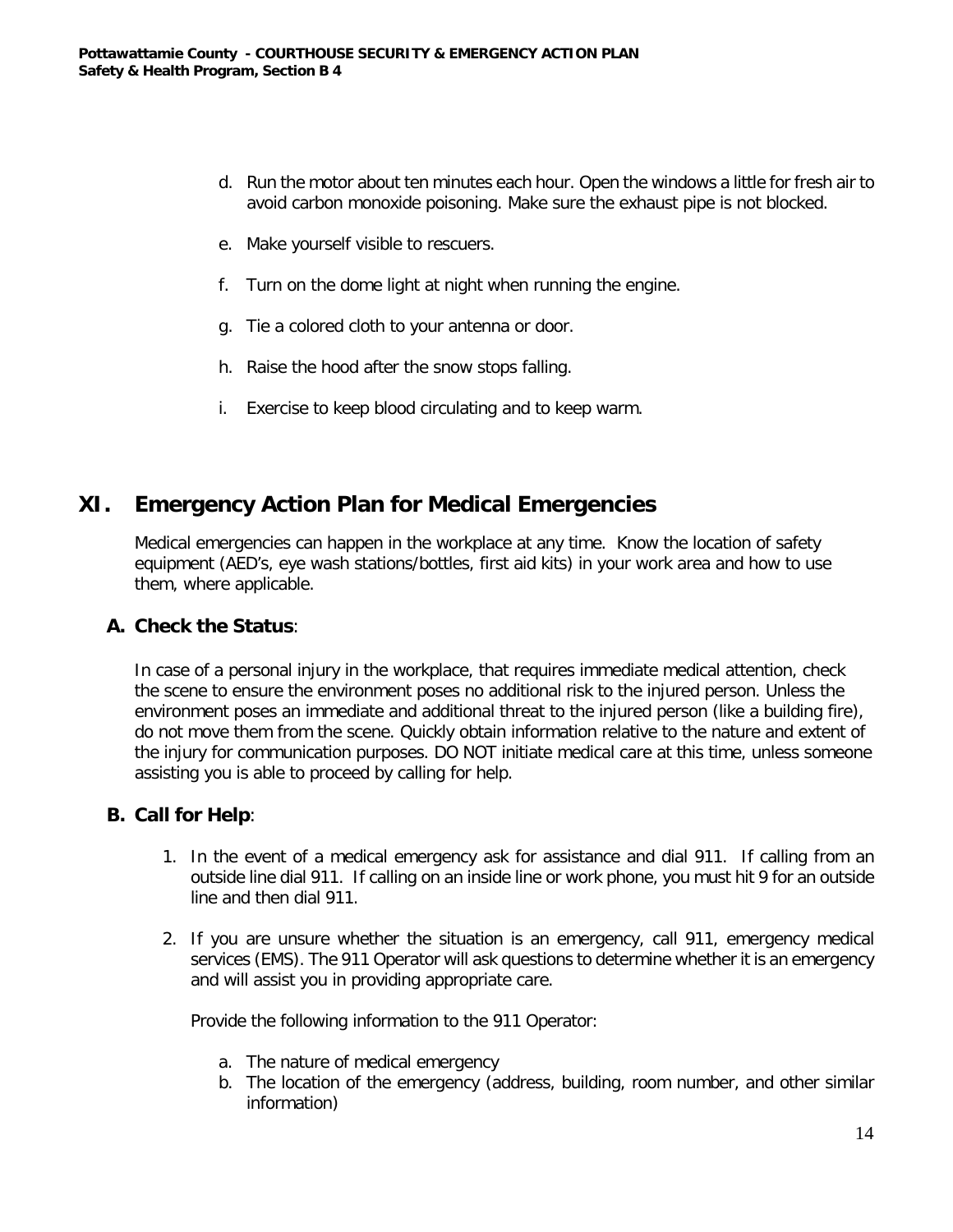d. Run the motor about ten minutes each hour. Open the windows a little for fresh air to avoid carbon monoxide poisoning. Make sure the exhaust pipe is not blocked.

e. Make yourself visible to rescuers.

f. Turn on the dome light at night when running the engine.

g. Tie a colored cloth to your antenna or door.

h. Raise the hood after the snow stops falling.

i. Exercise to keep blood circulating and to keep warm.

## XI. Emergency Action Plan for Medical Emergencies

Medical emergencies can happen in the workplace at any time. Know the location of safety equipment (AED's, eye wash stations/bottles, first aid kits) in your work area and how to use them, where applicable.

### A. Check the Status:

In case of a personal injury in the workplace, that requires immediate medical attention, check the scene to ensure the environment poses no additional risk to the injured person. Unless the environment poses an immediate and additional threat to the injured person (like a building fire), do not move them from the scene. Quickly obtain information relative to the nature and extent of the injury for communication purposes. DO NOT initiate medical care at this time, unless someone assisting you is able to proceed by calling for help.

### B. Call for Help:

1. In the event of a medical emergency ask for assistance and dial 911. If calling from an outside line dial 911. If calling on an inside line or work phone, you must hit 9 for an outside line and then dial 911.

2. If you are unsure whether the situation is an emergency, call 911, emergency medical services (EMS). The 911 Operator will ask questions to determine whether it is an emergency and will assist you in providing appropriate care.

   Provide the following information to the 911 Operator:

   a. The nature of medical emergency
   b. The location of the emergency (address, building, room number, and other similar information)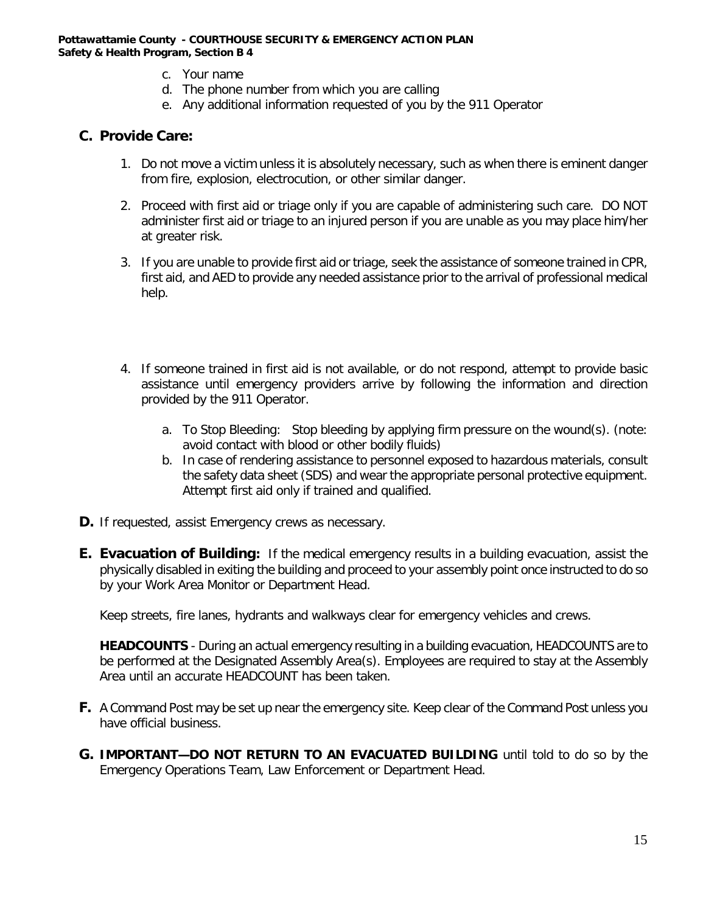c. Your name
d. The phone number from which you are calling
e. Any additional information requested of you by the 911 Operator

## C. Provide Care:

1. Do not move a victim unless it is absolutely necessary, such as when there is eminent danger from fire, explosion, electrocution, or other similar danger.

2. Proceed with first aid or triage only if you are capable of administering such care. DO NOT administer first aid or triage to an injured person if you are unable as you may place him/her at greater risk.

3. If you are unable to provide first aid or triage, seek the assistance of someone trained in CPR, first aid, and AED to provide any needed assistance prior to the arrival of professional medical help.

4. If someone trained in first aid is not available, or do not respond, attempt to provide basic assistance until emergency providers arrive by following the information and direction provided by the 911 Operator.

    a. To Stop Bleeding: Stop bleeding by applying firm pressure on the wound(s). (note: avoid contact with blood or other bodily fluids)
    b. In case of rendering assistance to personnel exposed to hazardous materials, consult the safety data sheet (SDS) and wear the appropriate personal protective equipment. Attempt first aid only if trained and qualified.

**D.** If requested, assist Emergency crews as necessary.

**E. Evacuation of Building:** If the medical emergency results in a building evacuation, assist the physically disabled in exiting the building and proceed to your assembly point once instructed to do so by your Work Area Monitor or Department Head.

Keep streets, fire lanes, hydrants and walkways clear for emergency vehicles and crews.

**HEADCOUNTS** - During an actual emergency resulting in a building evacuation, HEADCOUNTS are to be performed at the Designated Assembly Area(s). Employees are required to stay at the Assembly Area until an accurate HEADCOUNT has been taken.

**F.** A Command Post may be set up near the emergency site. Keep clear of the Command Post unless you have official business.

**G. IMPORTANT—DO NOT RETURN TO AN EVACUATED BUILDING** until told to do so by the Emergency Operations Team, Law Enforcement or Department Head.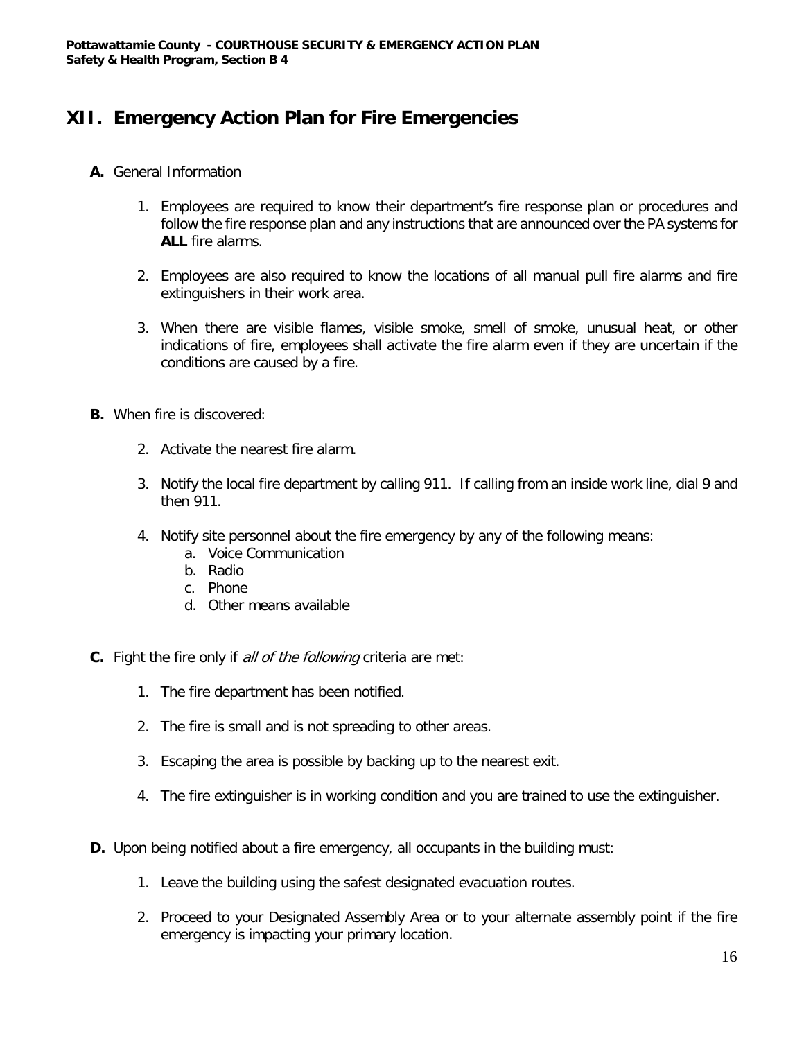## XII. Emergency Action Plan for Fire Emergencies

**A.** General Information

1. Employees are required to know their department's fire response plan or procedures and follow the fire response plan and any instructions that are announced over the PA systems for **ALL** fire alarms.

2. Employees are also required to know the locations of all manual pull fire alarms and fire extinguishers in their work area.

3. When there are visible flames, visible smoke, smell of smoke, unusual heat, or other indications of fire, employees shall activate the fire alarm even if they are uncertain if the conditions are caused by a fire.

**B.** When fire is discovered:

2. Activate the nearest fire alarm.

3. Notify the local fire department by calling 911. If calling from an inside work line, dial 9 and then 911.

4. Notify site personnel about the fire emergency by any of the following means:
   a. Voice Communication
   b. Radio
   c. Phone
   d. Other means available

**C.** Fight the fire only if *all of the following* criteria are met:

1. The fire department has been notified.

2. The fire is small and is not spreading to other areas.

3. Escaping the area is possible by backing up to the nearest exit.

4. The fire extinguisher is in working condition and you are trained to use the extinguisher.

**D.** Upon being notified about a fire emergency, all occupants in the building must:

1. Leave the building using the safest designated evacuation routes.

2. Proceed to your Designated Assembly Area or to your alternate assembly point if the fire emergency is impacting your primary location.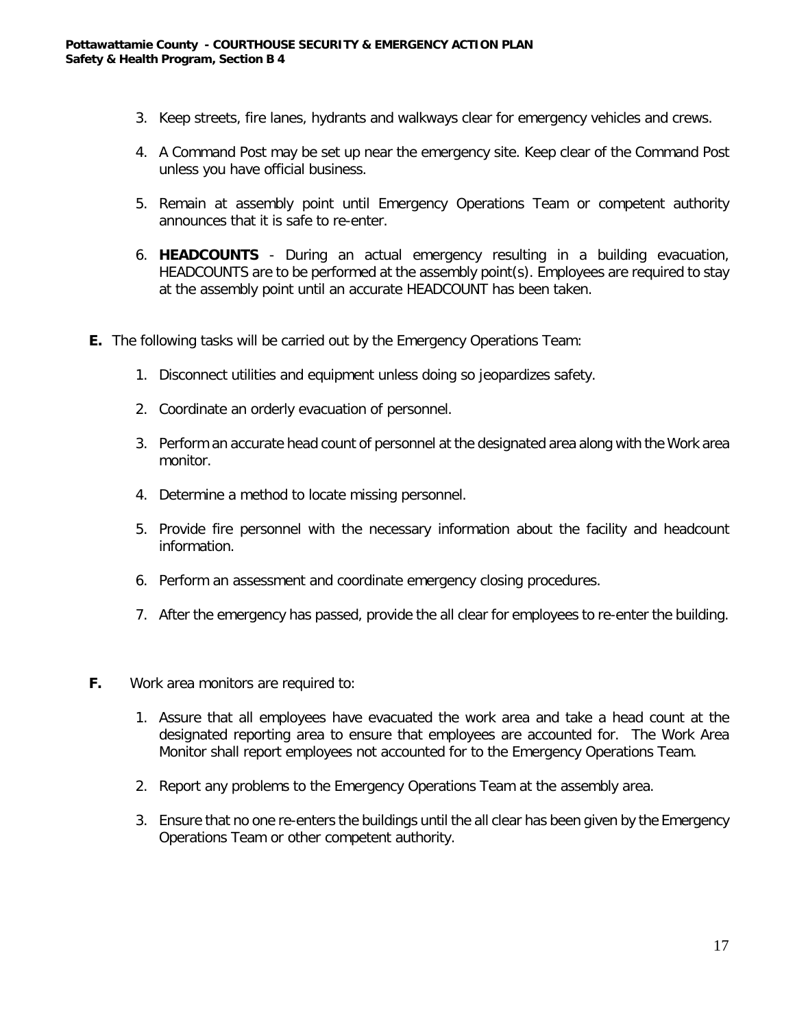3. Keep streets, fire lanes, hydrants and walkways clear for emergency vehicles and crews.

4. A Command Post may be set up near the emergency site. Keep clear of the Command Post unless you have official business.

5. Remain at assembly point until Emergency Operations Team or competent authority announces that it is safe to re-enter.

6. **HEADCOUNTS** - During an actual emergency resulting in a building evacuation, HEADCOUNTS are to be performed at the assembly point(s). Employees are required to stay at the assembly point until an accurate HEADCOUNT has been taken.

**E.** The following tasks will be carried out by the Emergency Operations Team:

1. Disconnect utilities and equipment unless doing so jeopardizes safety.

2. Coordinate an orderly evacuation of personnel.

3. Perform an accurate head count of personnel at the designated area along with the Work area monitor.

4. Determine a method to locate missing personnel.

5. Provide fire personnel with the necessary information about the facility and headcount information.

6. Perform an assessment and coordinate emergency closing procedures.

7. After the emergency has passed, provide the all clear for employees to re-enter the building.

**F.** Work area monitors are required to:

1. Assure that all employees have evacuated the work area and take a head count at the designated reporting area to ensure that employees are accounted for. The Work Area Monitor shall report employees not accounted for to the Emergency Operations Team.

2. Report any problems to the Emergency Operations Team at the assembly area.

3. Ensure that no one re-enters the buildings until the all clear has been given by the Emergency Operations Team or other competent authority.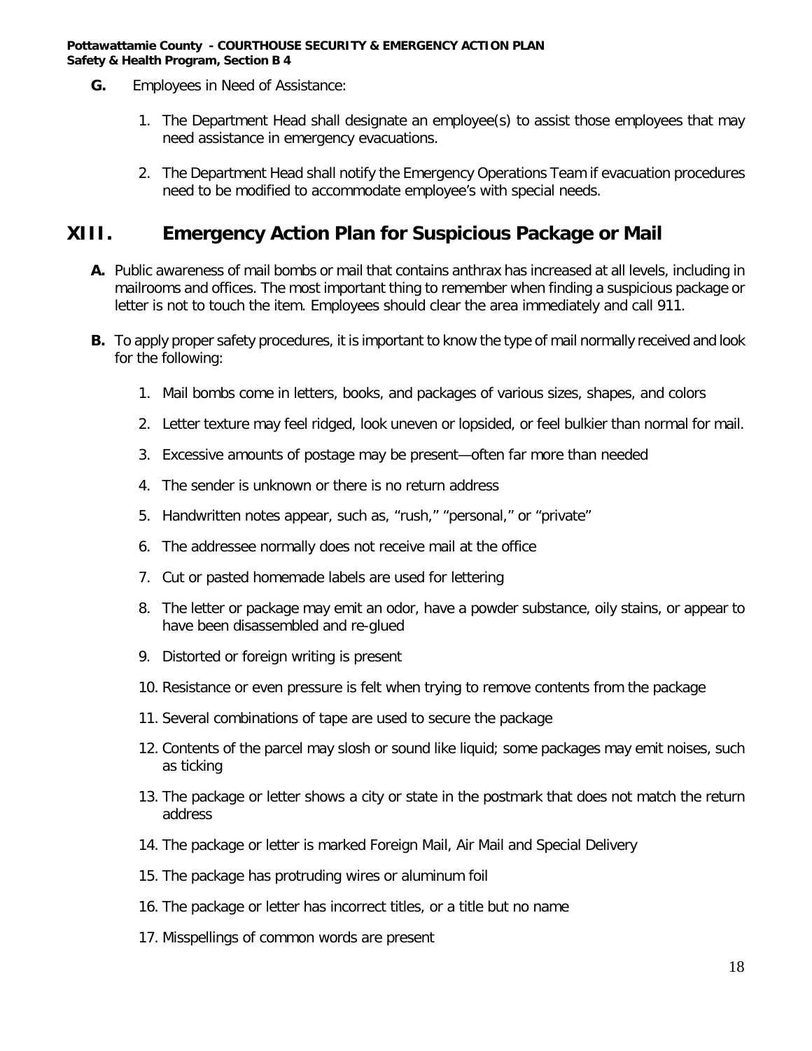**G.** Employees in Need of Assistance:

1. The Department Head shall designate an employee(s) to assist those employees that may need assistance in emergency evacuations.
2. The Department Head shall notify the Emergency Operations Team if evacuation procedures need to be modified to accommodate employee's with special needs.

## XIII. Emergency Action Plan for Suspicious Package or Mail

**A.** Public awareness of mail bombs or mail that contains anthrax has increased at all levels, including in mailrooms and offices. The most important thing to remember when finding a suspicious package or letter is not to touch the item. Employees should clear the area immediately and call 911.

**B.** To apply proper safety procedures, it is important to know the type of mail normally received and look for the following:

1. Mail bombs come in letters, books, and packages of various sizes, shapes, and colors
2. Letter texture may feel ridged, look uneven or lopsided, or feel bulkier than normal for mail.
3. Excessive amounts of postage may be present—often far more than needed
4. The sender is unknown or there is no return address
5. Handwritten notes appear, such as, "rush," "personal," or "private"
6. The addressee normally does not receive mail at the office
7. Cut or pasted homemade labels are used for lettering
8. The letter or package may emit an odor, have a powder substance, oily stains, or appear to have been disassembled and re-glued
9. Distorted or foreign writing is present
10. Resistance or even pressure is felt when trying to remove contents from the package
11. Several combinations of tape are used to secure the package
12. Contents of the parcel may slosh or sound like liquid; some packages may emit noises, such as ticking
13. The package or letter shows a city or state in the postmark that does not match the return address
14. The package or letter is marked Foreign Mail, Air Mail and Special Delivery
15. The package has protruding wires or aluminum foil
16. The package or letter has incorrect titles, or a title but no name
17. Misspellings of common words are present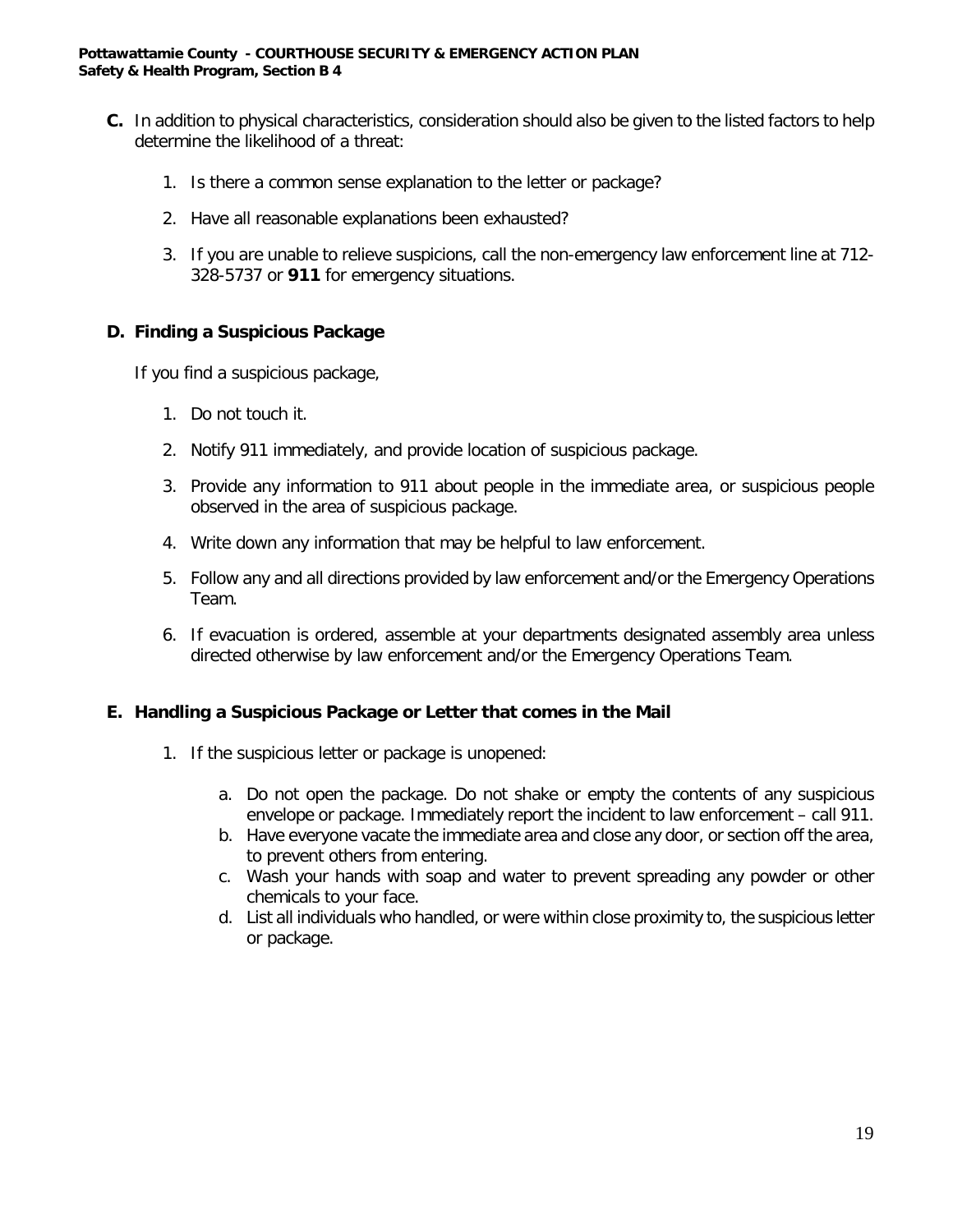**C.** In addition to physical characteristics, consideration should also be given to the listed factors to help determine the likelihood of a threat:

1. Is there a common sense explanation to the letter or package?
2. Have all reasonable explanations been exhausted?
3. If you are unable to relieve suspicions, call the non-emergency law enforcement line at 712-328-5737 or **911** for emergency situations.

## D. Finding a Suspicious Package

If you find a suspicious package,

1. Do not touch it.
2. Notify 911 immediately, and provide location of suspicious package.
3. Provide any information to 911 about people in the immediate area, or suspicious people observed in the area of suspicious package.
4. Write down any information that may be helpful to law enforcement.
5. Follow any and all directions provided by law enforcement and/or the Emergency Operations Team.
6. If evacuation is ordered, assemble at your departments designated assembly area unless directed otherwise by law enforcement and/or the Emergency Operations Team.

## E. Handling a Suspicious Package or Letter that comes in the Mail

1. If the suspicious letter or package is unopened:

    a. Do not open the package. Do not shake or empty the contents of any suspicious envelope or package. Immediately report the incident to law enforcement – call 911.
    b. Have everyone vacate the immediate area and close any door, or section off the area, to prevent others from entering.
    c. Wash your hands with soap and water to prevent spreading any powder or other chemicals to your face.
    d. List all individuals who handled, or were within close proximity to, the suspicious letter or package.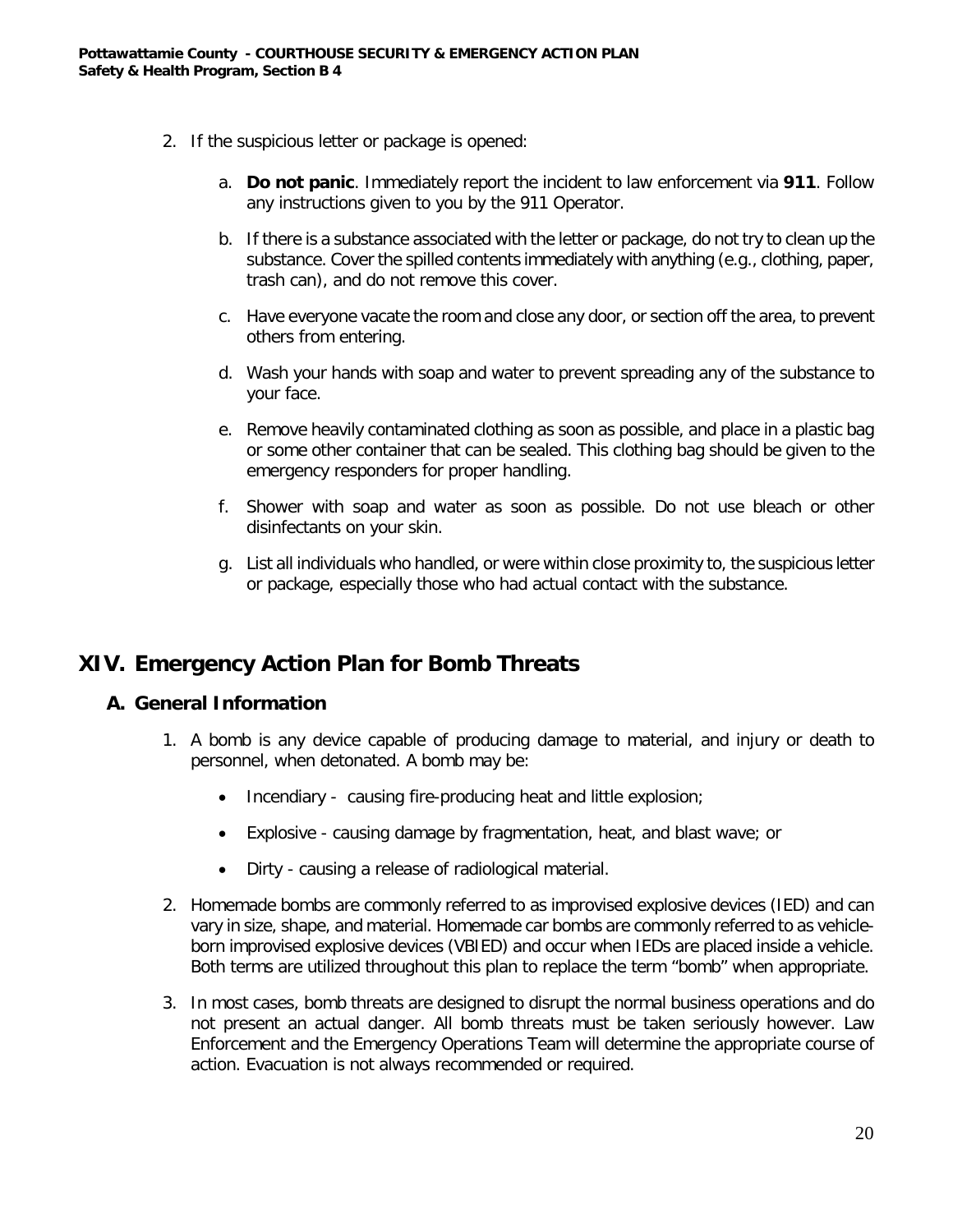2. If the suspicious letter or package is opened:

    a. **Do not panic**. Immediately report the incident to law enforcement via **911**. Follow any instructions given to you by the 911 Operator.

    b. If there is a substance associated with the letter or package, do not try to clean up the substance. Cover the spilled contents immediately with anything (e.g., clothing, paper, trash can), and do not remove this cover.

    c. Have everyone vacate the room and close any door, or section off the area, to prevent others from entering.

    d. Wash your hands with soap and water to prevent spreading any of the substance to your face.

    e. Remove heavily contaminated clothing as soon as possible, and place in a plastic bag or some other container that can be sealed. This clothing bag should be given to the emergency responders for proper handling.

    f. Shower with soap and water as soon as possible. Do not use bleach or other disinfectants on your skin.

    g. List all individuals who handled, or were within close proximity to, the suspicious letter or package, especially those who had actual contact with the substance.

# XIV. Emergency Action Plan for Bomb Threats

## A. General Information

1. A bomb is any device capable of producing damage to material, and injury or death to personnel, when detonated. A bomb may be:

    - Incendiary - causing fire-producing heat and little explosion;
    - Explosive - causing damage by fragmentation, heat, and blast wave; or
    - Dirty - causing a release of radiological material.

2. Homemade bombs are commonly referred to as improvised explosive devices (IED) and can vary in size, shape, and material. Homemade car bombs are commonly referred to as vehicle-born improvised explosive devices (VBIED) and occur when IEDs are placed inside a vehicle. Both terms are utilized throughout this plan to replace the term "bomb" when appropriate.

3. In most cases, bomb threats are designed to disrupt the normal business operations and do not present an actual danger. All bomb threats must be taken seriously however. Law Enforcement and the Emergency Operations Team will determine the appropriate course of action. Evacuation is not always recommended or required.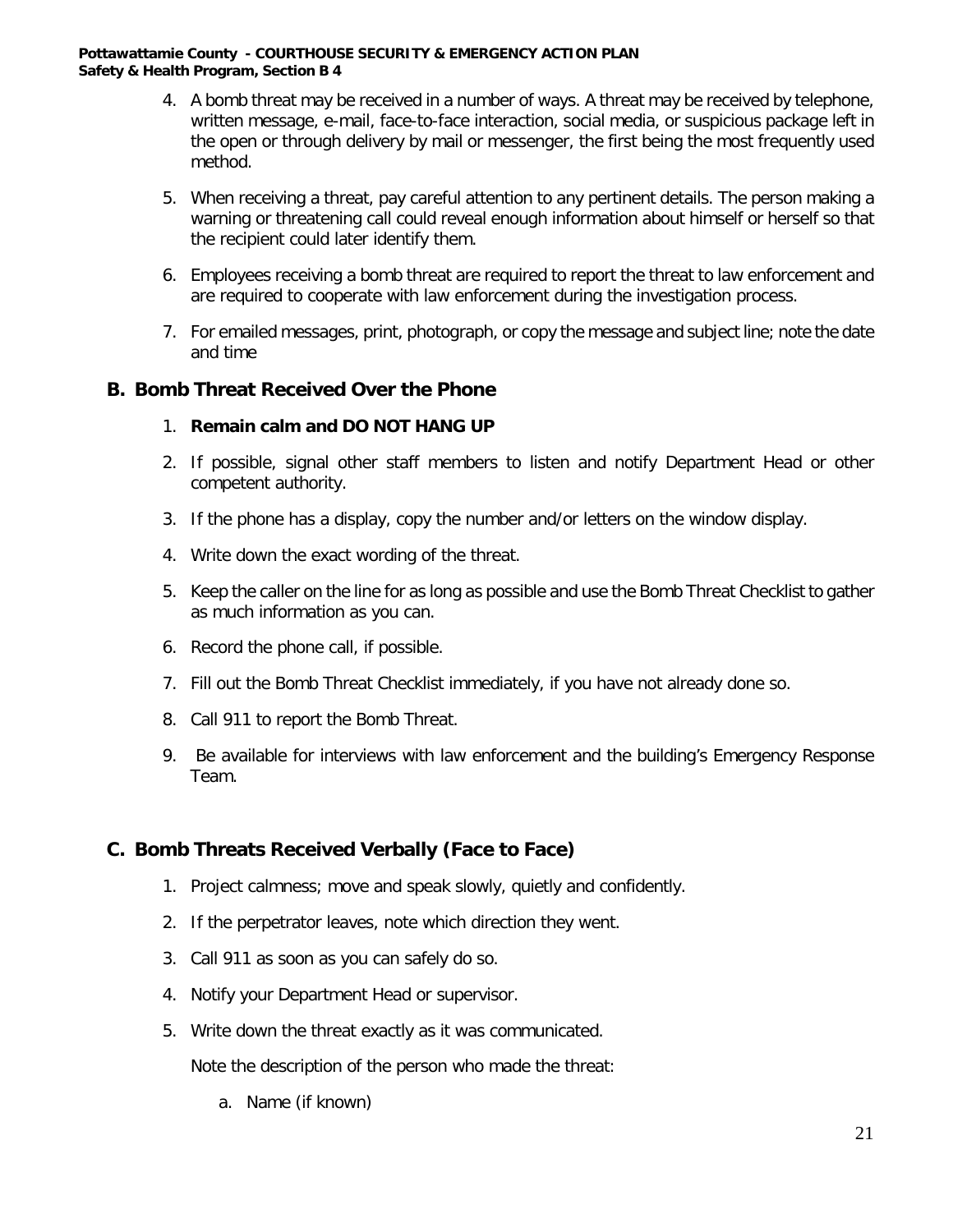4. A bomb threat may be received in a number of ways. A threat may be received by telephone, written message, e-mail, face-to-face interaction, social media, or suspicious package left in the open or through delivery by mail or messenger, the first being the most frequently used method.

5. When receiving a threat, pay careful attention to any pertinent details. The person making a warning or threatening call could reveal enough information about himself or herself so that the recipient could later identify them.

6. Employees receiving a bomb threat are required to report the threat to law enforcement and are required to cooperate with law enforcement during the investigation process.

7. For emailed messages, print, photograph, or copy the message and subject line; note the date and time

## B. Bomb Threat Received Over the Phone

1. **Remain calm and DO NOT HANG UP**

2. If possible, signal other staff members to listen and notify Department Head or other competent authority.

3. If the phone has a display, copy the number and/or letters on the window display.

4. Write down the exact wording of the threat.

5. Keep the caller on the line for as long as possible and use the Bomb Threat Checklist to gather as much information as you can.

6. Record the phone call, if possible.

7. Fill out the Bomb Threat Checklist immediately, if you have not already done so.

8. Call 911 to report the Bomb Threat.

9. Be available for interviews with law enforcement and the building's Emergency Response Team.

## C. Bomb Threats Received Verbally (Face to Face)

1. Project calmness; move and speak slowly, quietly and confidently.

2. If the perpetrator leaves, note which direction they went.

3. Call 911 as soon as you can safely do so.

4. Notify your Department Head or supervisor.

5. Write down the threat exactly as it was communicated.

   Note the description of the person who made the threat:

   a. Name (if known)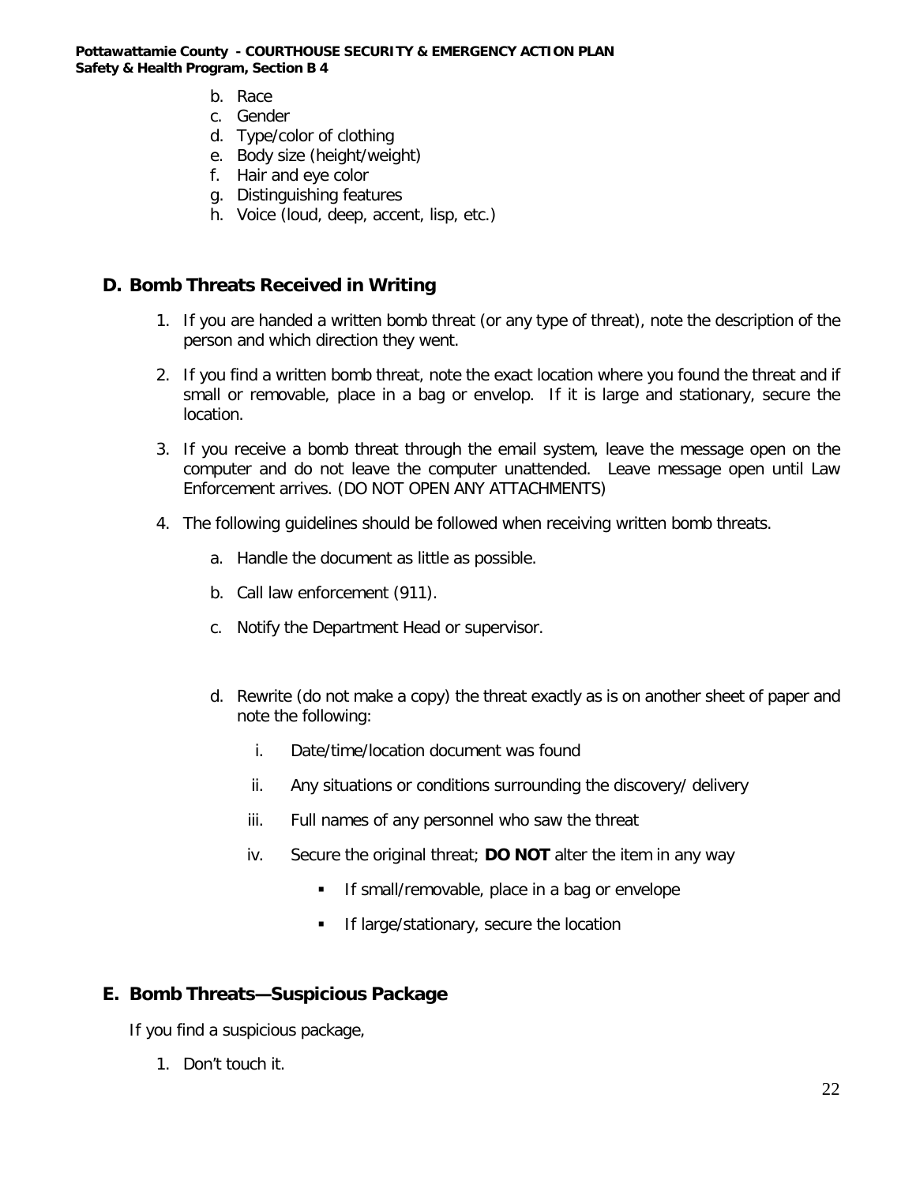b. Race
c. Gender
d. Type/color of clothing
e. Body size (height/weight)
f. Hair and eye color
g. Distinguishing features
h. Voice (loud, deep, accent, lisp, etc.)

## D. Bomb Threats Received in Writing

1. If you are handed a written bomb threat (or any type of threat), note the description of the person and which direction they went.

2. If you find a written bomb threat, note the exact location where you found the threat and if small or removable, place in a bag or envelop. If it is large and stationary, secure the location.

3. If you receive a bomb threat through the email system, leave the message open on the computer and do not leave the computer unattended. Leave message open until Law Enforcement arrives. (DO NOT OPEN ANY ATTACHMENTS)

4. The following guidelines should be followed when receiving written bomb threats.

   a. Handle the document as little as possible.

   b. Call law enforcement (911).

   c. Notify the Department Head or supervisor.

   d. Rewrite (do not make a copy) the threat exactly as is on another sheet of paper and note the following:

      i. Date/time/location document was found

      ii. Any situations or conditions surrounding the discovery/ delivery

      iii. Full names of any personnel who saw the threat

      iv. Secure the original threat; **DO NOT** alter the item in any way

         - If small/removable, place in a bag or envelope

         - If large/stationary, secure the location

## E. Bomb Threats—Suspicious Package

If you find a suspicious package,

1. Don't touch it.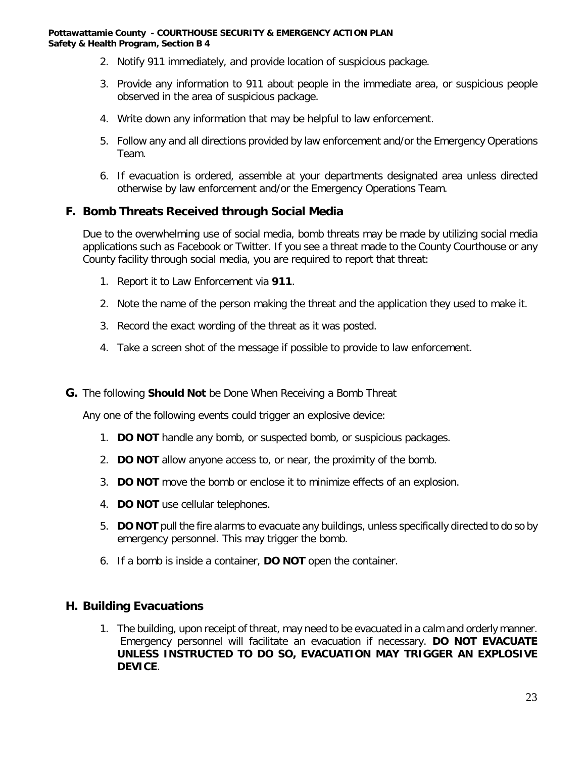2. Notify 911 immediately, and provide location of suspicious package.
3. Provide any information to 911 about people in the immediate area, or suspicious people observed in the area of suspicious package.
4. Write down any information that may be helpful to law enforcement.
5. Follow any and all directions provided by law enforcement and/or the Emergency Operations Team.
6. If evacuation is ordered, assemble at your departments designated area unless directed otherwise by law enforcement and/or the Emergency Operations Team.

## F. Bomb Threats Received through Social Media

Due to the overwhelming use of social media, bomb threats may be made by utilizing social media applications such as Facebook or Twitter. If you see a threat made to the County Courthouse or any County facility through social media, you are required to report that threat:

1. Report it to Law Enforcement via **911**.
2. Note the name of the person making the threat and the application they used to make it.
3. Record the exact wording of the threat as it was posted.
4. Take a screen shot of the message if possible to provide to law enforcement.

## G. The following **Should Not** be Done When Receiving a Bomb Threat

Any one of the following events could trigger an explosive device:

1. **DO NOT** handle any bomb, or suspected bomb, or suspicious packages.
2. **DO NOT** allow anyone access to, or near, the proximity of the bomb.
3. **DO NOT** move the bomb or enclose it to minimize effects of an explosion.
4. **DO NOT** use cellular telephones.
5. **DO NOT** pull the fire alarms to evacuate any buildings, unless specifically directed to do so by emergency personnel. This may trigger the bomb.
6. If a bomb is inside a container, **DO NOT** open the container.

## H. Building Evacuations

1. The building, upon receipt of threat, may need to be evacuated in a calm and orderly manner. Emergency personnel will facilitate an evacuation if necessary. **DO NOT EVACUATE UNLESS INSTRUCTED TO DO SO, EVACUATION MAY TRIGGER AN EXPLOSIVE DEVICE**.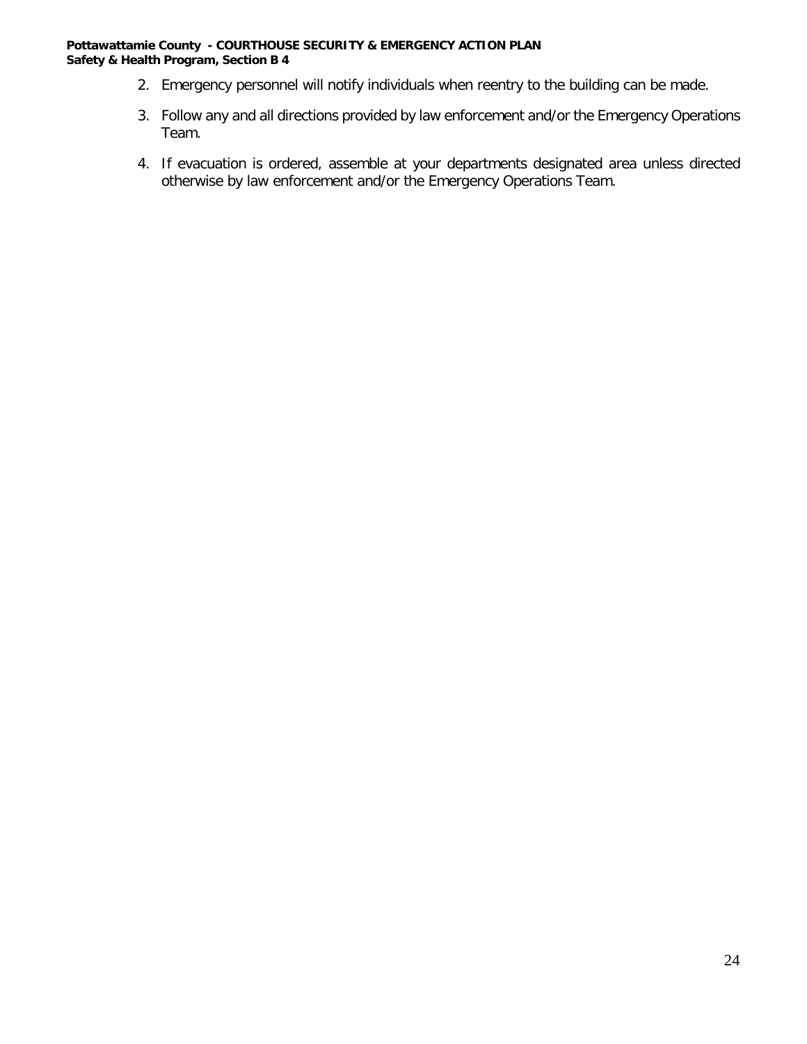2. Emergency personnel will notify individuals when reentry to the building can be made.

3. Follow any and all directions provided by law enforcement and/or the Emergency Operations Team.

4. If evacuation is ordered, assemble at your departments designated area unless directed otherwise by law enforcement and/or the Emergency Operations Team.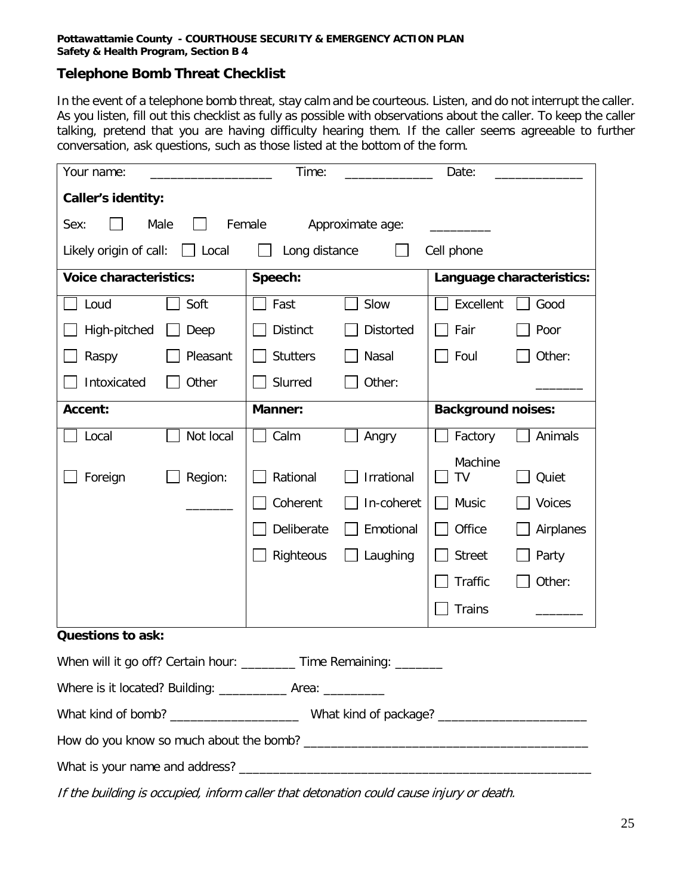## Telephone Bomb Threat Checklist

In the event of a telephone bomb threat, stay calm and be courteous. Listen, and do not interrupt the caller. As you listen, fill out this checklist as fully as possible with observations about the caller. To keep the caller talking, pretend that you are having difficulty hearing them. If the caller seems agreeable to further conversation, ask questions, such as those listed at the bottom of the form.

Your name: __________________ Time: _____________ Date: _____________

**Caller's identity:**

Sex: ☐ Male ☐ Female Approximate age: _________

Likely origin of call: ☐ Local ☐ Long distance ☐ Cell phone

| **Voice characteristics:** | | **Speech:** | | **Language characteristics:** | |
|---|---|---|---|---|---|
| ☐ Loud | ☐ Soft | ☐ Fast | ☐ Slow | ☐ Excellent | ☐ Good |
| ☐ High-pitched | ☐ Deep | ☐ Distinct | ☐ Distorted | ☐ Fair | ☐ Poor |
| ☐ Raspy | ☐ Pleasant | ☐ Stutters | ☐ Nasal | ☐ Foul | ☐ Other: |
| ☐ Intoxicated | ☐ Other | ☐ Slurred | ☐ Other: | | _______ |
| **Accent:** | | **Manner:** | | **Background noises:** | |
| ☐ Local | ☐ Not local | ☐ Calm | ☐ Angry | ☐ Factory | ☐ Animals |
| ☐ Foreign | ☐ Region: | ☐ Rational | ☐ Irrational | ☐ Machine TV | ☐ Quiet |
| | _______ | ☐ Coherent | ☐ In-coheret | ☐ Music | ☐ Voices |
| | | ☐ Deliberate | ☐ Emotional | ☐ Office | ☐ Airplanes |
| | | ☐ Righteous | ☐ Laughing | ☐ Street | ☐ Party |
| | | | | ☐ Traffic | ☐ Other: |
| | | | | ☐ Trains | _______ |

**Questions to ask:**

When will it go off? Certain hour: ________ Time Remaining: _______

Where is it located? Building: __________ Area: _________

What kind of bomb? ___________________ What kind of package? ______________________

How do you know so much about the bomb? __________________________________________

What is your name and address? ____________________________________________________

*If the building is occupied, inform caller that detonation could cause injury or death.*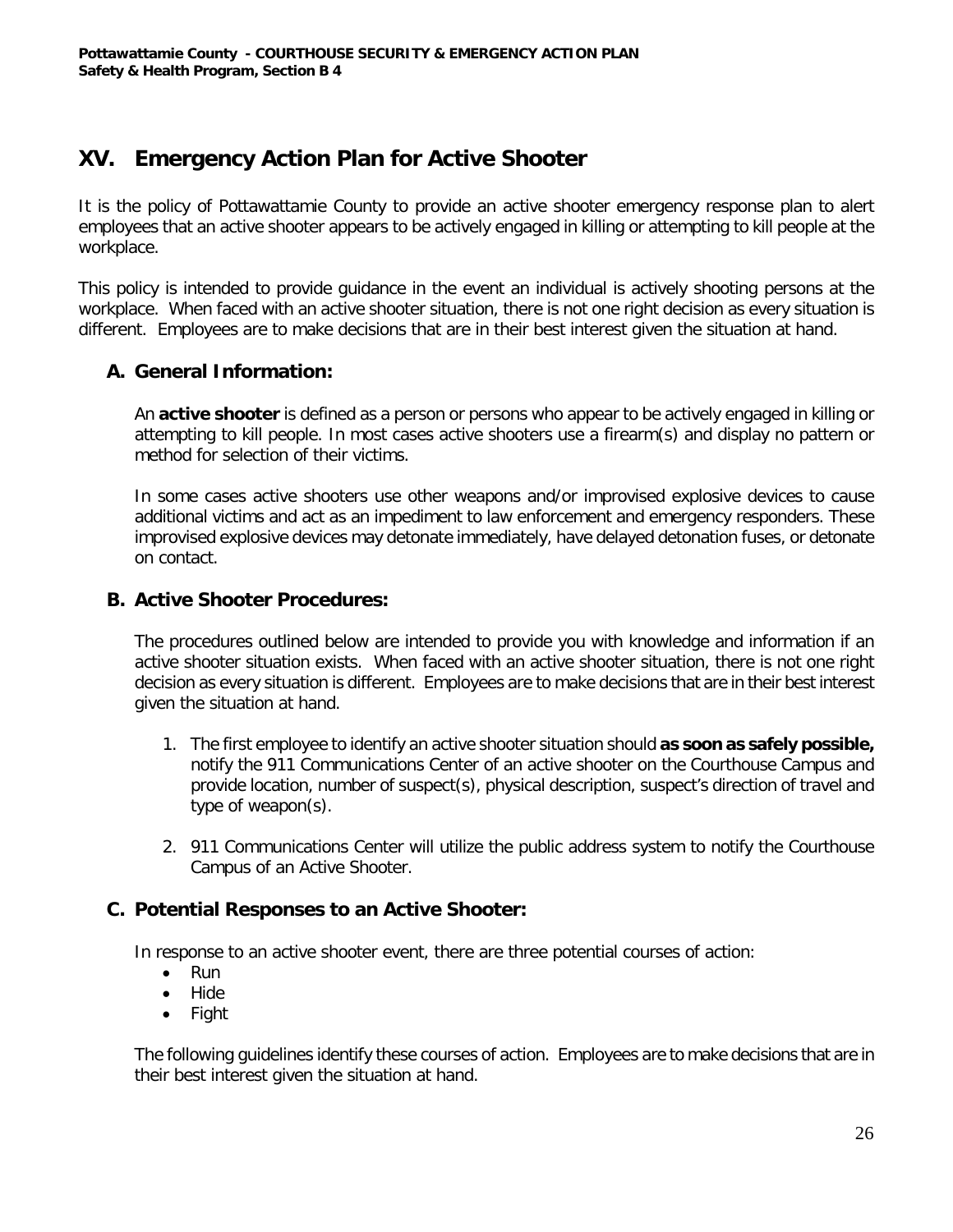# XV. Emergency Action Plan for Active Shooter

It is the policy of Pottawattamie County to provide an active shooter emergency response plan to alert employees that an active shooter appears to be actively engaged in killing or attempting to kill people at the workplace.

This policy is intended to provide guidance in the event an individual is actively shooting persons at the workplace. When faced with an active shooter situation, there is not one right decision as every situation is different. Employees are to make decisions that are in their best interest given the situation at hand.

## A. General Information:

An **active shooter** is defined as a person or persons who appear to be actively engaged in killing or attempting to kill people. In most cases active shooters use a firearm(s) and display no pattern or method for selection of their victims.

In some cases active shooters use other weapons and/or improvised explosive devices to cause additional victims and act as an impediment to law enforcement and emergency responders. These improvised explosive devices may detonate immediately, have delayed detonation fuses, or detonate on contact.

## B. Active Shooter Procedures:

The procedures outlined below are intended to provide you with knowledge and information if an active shooter situation exists. When faced with an active shooter situation, there is not one right decision as every situation is different. Employees are to make decisions that are in their best interest given the situation at hand.

1. The first employee to identify an active shooter situation should **as soon as safely possible,** notify the 911 Communications Center of an active shooter on the Courthouse Campus and provide location, number of suspect(s), physical description, suspect's direction of travel and type of weapon(s).
2. 911 Communications Center will utilize the public address system to notify the Courthouse Campus of an Active Shooter.

## C. Potential Responses to an Active Shooter:

In response to an active shooter event, there are three potential courses of action:

- Run
- Hide
- Fight

The following guidelines identify these courses of action. Employees are to make decisions that are in their best interest given the situation at hand.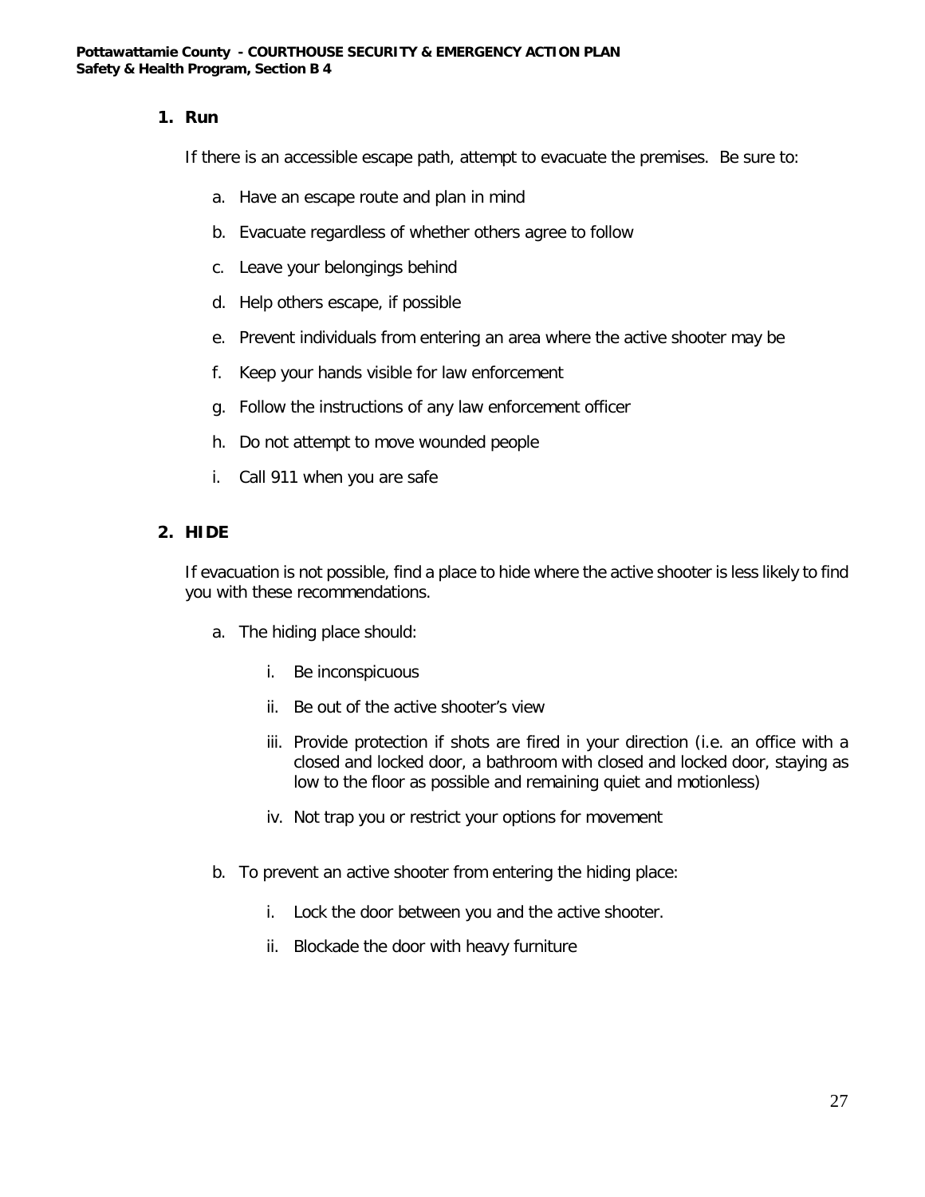1. **Run**

   If there is an accessible escape path, attempt to evacuate the premises. Be sure to:

   a. Have an escape route and plan in mind

   b. Evacuate regardless of whether others agree to follow

   c. Leave your belongings behind

   d. Help others escape, if possible

   e. Prevent individuals from entering an area where the active shooter may be

   f. Keep your hands visible for law enforcement

   g. Follow the instructions of any law enforcement officer

   h. Do not attempt to move wounded people

   i. Call 911 when you are safe

2. **HIDE**

   If evacuation is not possible, find a place to hide where the active shooter is less likely to find you with these recommendations.

   a. The hiding place should:

      i. Be inconspicuous

      ii. Be out of the active shooter's view

      iii. Provide protection if shots are fired in your direction (i.e. an office with a closed and locked door, a bathroom with closed and locked door, staying as low to the floor as possible and remaining quiet and motionless)

      iv. Not trap you or restrict your options for movement

   b. To prevent an active shooter from entering the hiding place:

      i. Lock the door between you and the active shooter.

      ii. Blockade the door with heavy furniture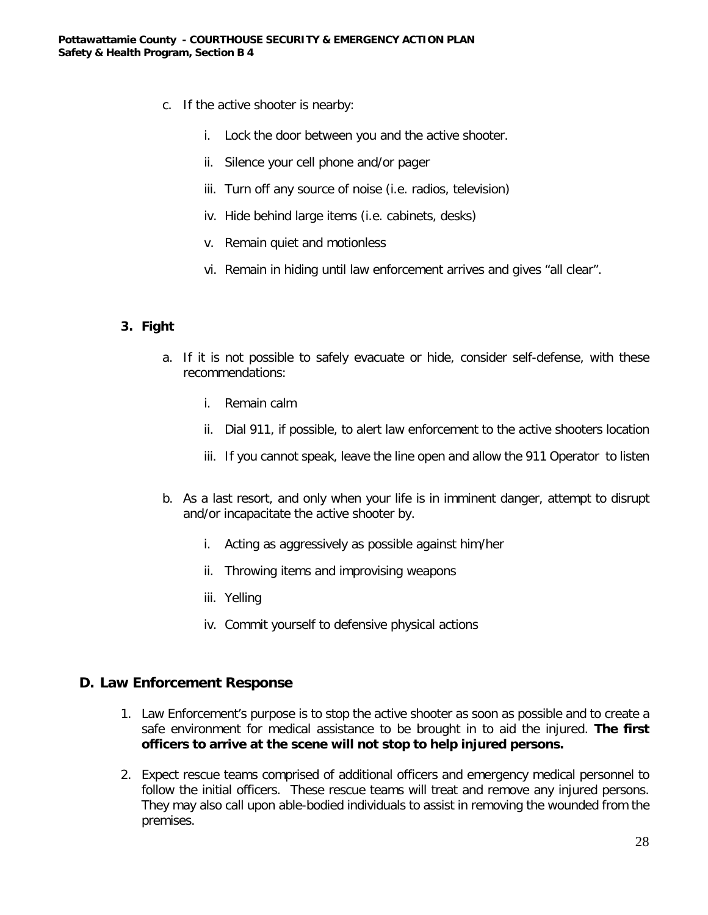c. If the active shooter is nearby:

    i. Lock the door between you and the active shooter.

    ii. Silence your cell phone and/or pager

    iii. Turn off any source of noise (i.e. radios, television)

    iv. Hide behind large items (i.e. cabinets, desks)

    v. Remain quiet and motionless

    vi. Remain in hiding until law enforcement arrives and gives “all clear”.

**3. Fight**

a. If it is not possible to safely evacuate or hide, consider self-defense, with these recommendations:

    i. Remain calm

    ii. Dial 911, if possible, to alert law enforcement to the active shooters location

    iii. If you cannot speak, leave the line open and allow the 911 Operator to listen

b. As a last resort, and only when your life is in imminent danger, attempt to disrupt and/or incapacitate the active shooter by.

    i. Acting as aggressively as possible against him/her

    ii. Throwing items and improvising weapons

    iii. Yelling

    iv. Commit yourself to defensive physical actions

## D. Law Enforcement Response

1. Law Enforcement’s purpose is to stop the active shooter as soon as possible and to create a safe environment for medical assistance to be brought in to aid the injured. **The first officers to arrive at the scene will not stop to help injured persons.**

2. Expect rescue teams comprised of additional officers and emergency medical personnel to follow the initial officers. These rescue teams will treat and remove any injured persons. They may also call upon able-bodied individuals to assist in removing the wounded from the premises.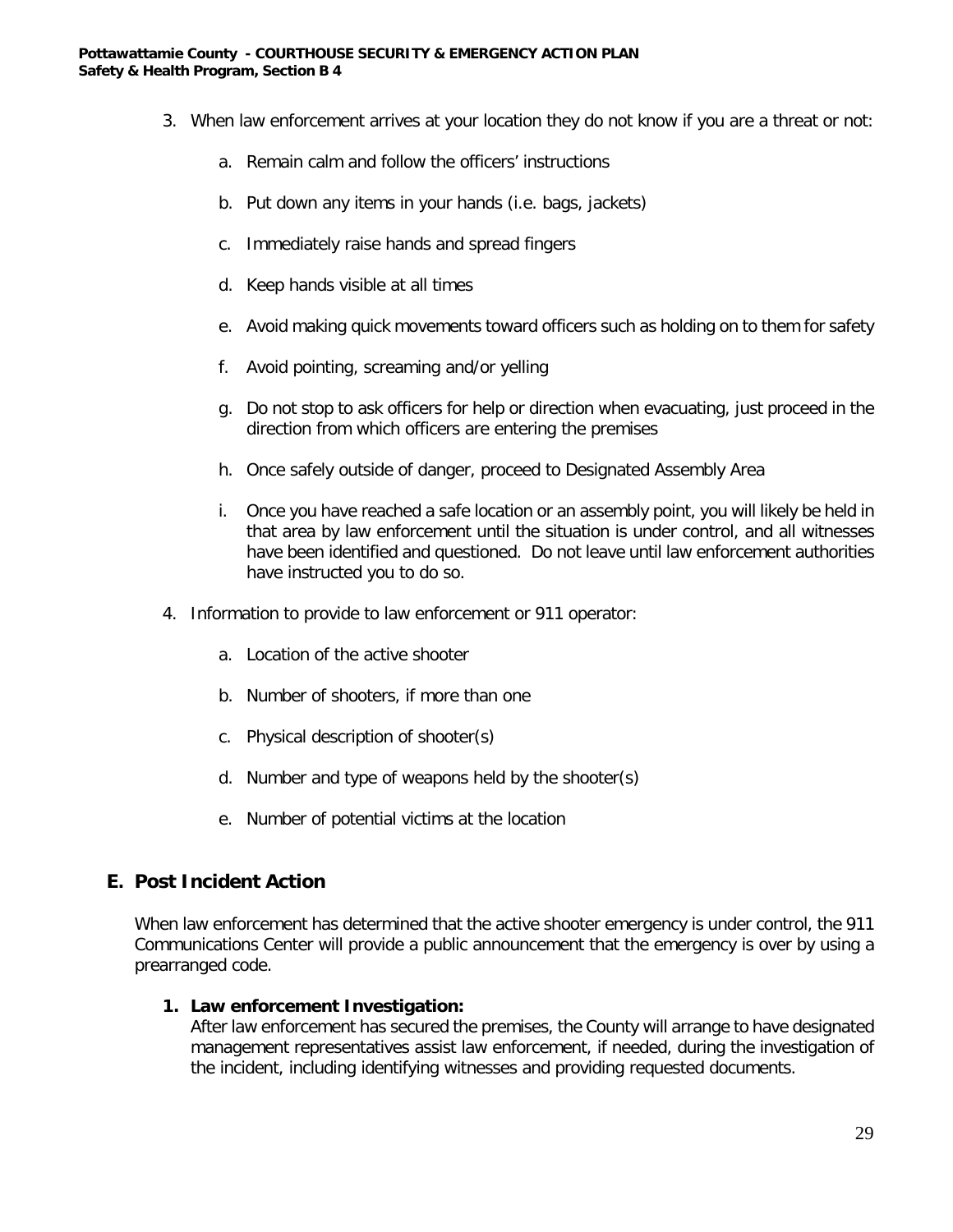3. When law enforcement arrives at your location they do not know if you are a threat or not:

    a. Remain calm and follow the officers' instructions

    b. Put down any items in your hands (i.e. bags, jackets)

    c. Immediately raise hands and spread fingers

    d. Keep hands visible at all times

    e. Avoid making quick movements toward officers such as holding on to them for safety

    f. Avoid pointing, screaming and/or yelling

    g. Do not stop to ask officers for help or direction when evacuating, just proceed in the direction from which officers are entering the premises

    h. Once safely outside of danger, proceed to Designated Assembly Area

    i. Once you have reached a safe location or an assembly point, you will likely be held in that area by law enforcement until the situation is under control, and all witnesses have been identified and questioned. Do not leave until law enforcement authorities have instructed you to do so.

4. Information to provide to law enforcement or 911 operator:

    a. Location of the active shooter

    b. Number of shooters, if more than one

    c. Physical description of shooter(s)

    d. Number and type of weapons held by the shooter(s)

    e. Number of potential victims at the location

## E. Post Incident Action

When law enforcement has determined that the active shooter emergency is under control, the 911 Communications Center will provide a public announcement that the emergency is over by using a prearranged code.

**1. Law enforcement Investigation:**

After law enforcement has secured the premises, the County will arrange to have designated management representatives assist law enforcement, if needed, during the investigation of the incident, including identifying witnesses and providing requested documents.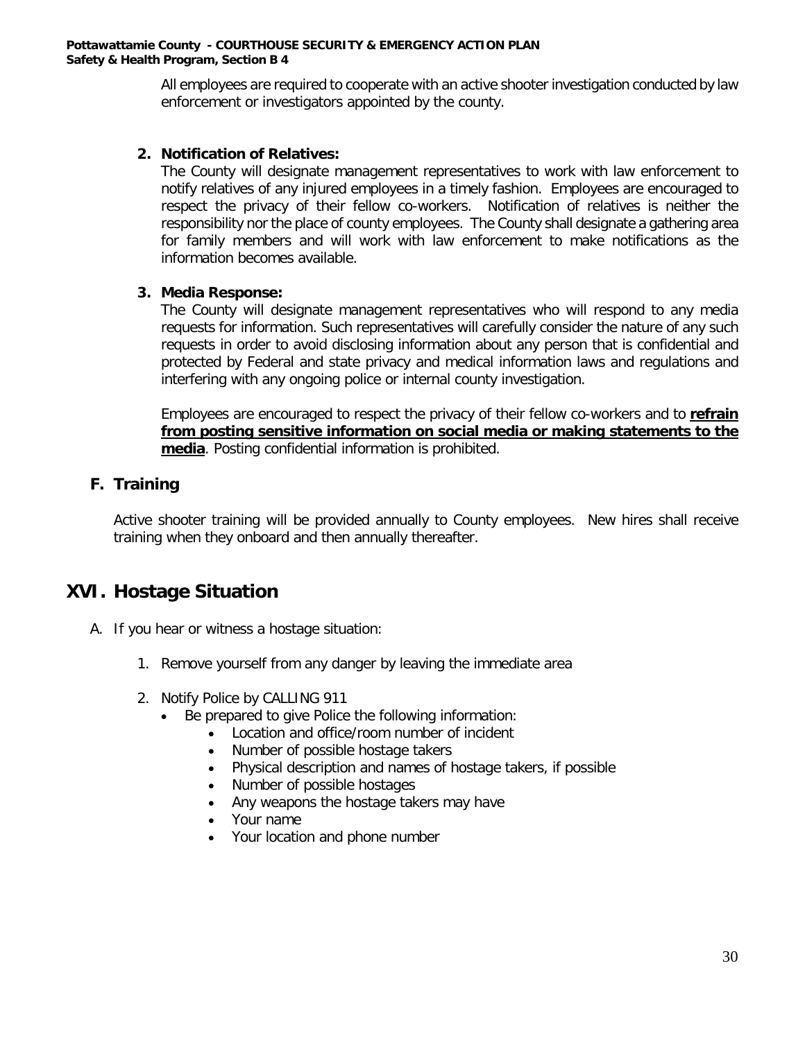All employees are required to cooperate with an active shooter investigation conducted by law enforcement or investigators appointed by the county.

**2. Notification of Relatives:**

The County will designate management representatives to work with law enforcement to notify relatives of any injured employees in a timely fashion. Employees are encouraged to respect the privacy of their fellow co-workers. Notification of relatives is neither the responsibility nor the place of county employees. The County shall designate a gathering area for family members and will work with law enforcement to make notifications as the information becomes available.

**3. Media Response:**

The County will designate management representatives who will respond to any media requests for information. Such representatives will carefully consider the nature of any such requests in order to avoid disclosing information about any person that is confidential and protected by Federal and state privacy and medical information laws and regulations and interfering with any ongoing police or internal county investigation.

Employees are encouraged to respect the privacy of their fellow co-workers and to **<u>refrain from posting sensitive information on social media or making statements to the media</u>**. Posting confidential information is prohibited.

### F. Training

Active shooter training will be provided annually to County employees. New hires shall receive training when they onboard and then annually thereafter.

## XVI. Hostage Situation

A. If you hear or witness a hostage situation:

1. Remove yourself from any danger by leaving the immediate area
2. Notify Police by CALLING 911
   - Be prepared to give Police the following information:
     - Location and office/room number of incident
     - Number of possible hostage takers
     - Physical description and names of hostage takers, if possible
     - Number of possible hostages
     - Any weapons the hostage takers may have
     - Your name
     - Your location and phone number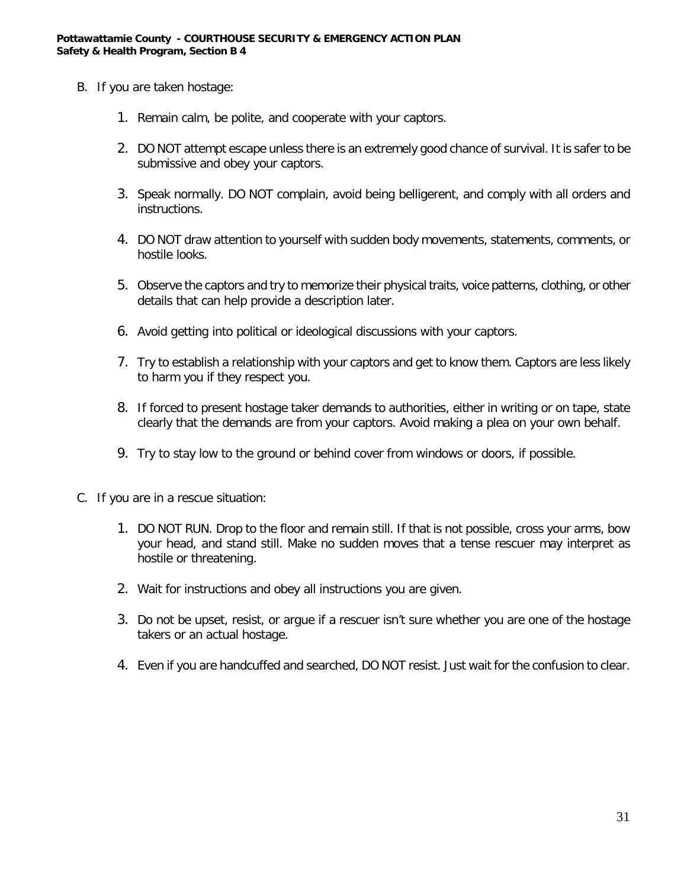B. If you are taken hostage:

    1. Remain calm, be polite, and cooperate with your captors.

    2. DO NOT attempt escape unless there is an extremely good chance of survival. It is safer to be submissive and obey your captors.

    3. Speak normally. DO NOT complain, avoid being belligerent, and comply with all orders and instructions.

    4. DO NOT draw attention to yourself with sudden body movements, statements, comments, or hostile looks.

    5. Observe the captors and try to memorize their physical traits, voice patterns, clothing, or other details that can help provide a description later.

    6. Avoid getting into political or ideological discussions with your captors.

    7. Try to establish a relationship with your captors and get to know them. Captors are less likely to harm you if they respect you.

    8. If forced to present hostage taker demands to authorities, either in writing or on tape, state clearly that the demands are from your captors. Avoid making a plea on your own behalf.

    9. Try to stay low to the ground or behind cover from windows or doors, if possible.

C. If you are in a rescue situation:

    1. DO NOT RUN. Drop to the floor and remain still. If that is not possible, cross your arms, bow your head, and stand still. Make no sudden moves that a tense rescuer may interpret as hostile or threatening.

    2. Wait for instructions and obey all instructions you are given.

    3. Do not be upset, resist, or argue if a rescuer isn't sure whether you are one of the hostage takers or an actual hostage.

    4. Even if you are handcuffed and searched, DO NOT resist. Just wait for the confusion to clear.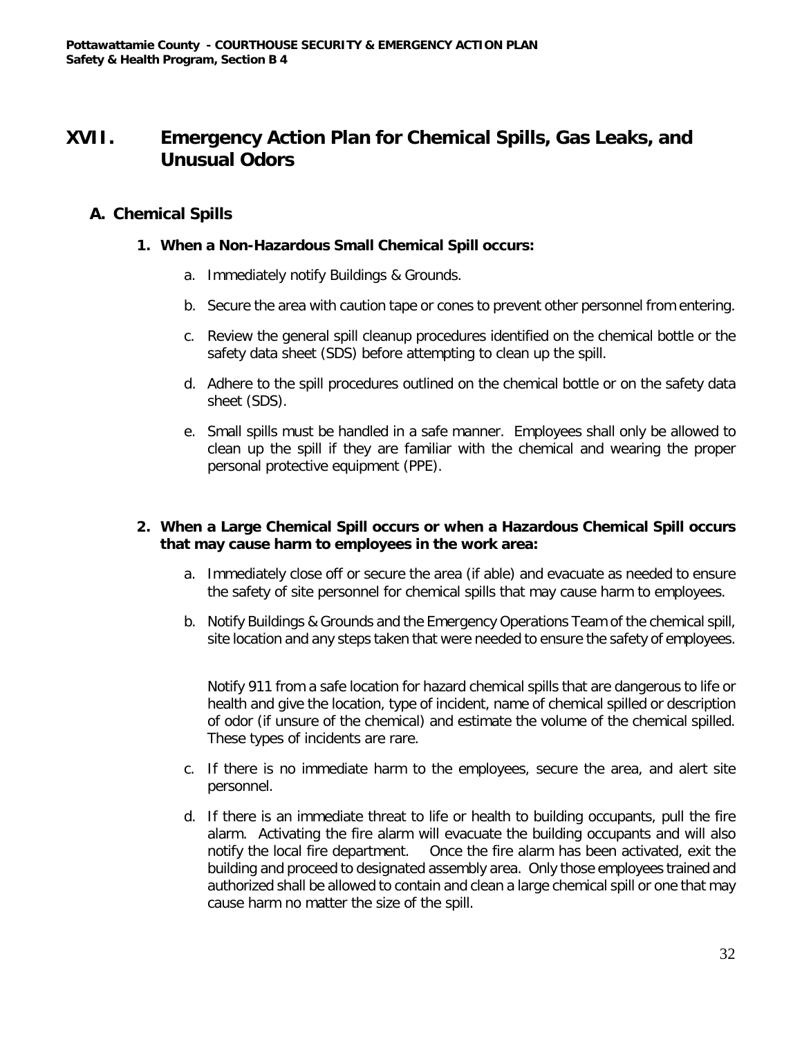# XVII. Emergency Action Plan for Chemical Spills, Gas Leaks, and Unusual Odors

## A. Chemical Spills

### 1. When a Non-Hazardous Small Chemical Spill occurs:

a. Immediately notify Buildings & Grounds.

b. Secure the area with caution tape or cones to prevent other personnel from entering.

c. Review the general spill cleanup procedures identified on the chemical bottle or the safety data sheet (SDS) before attempting to clean up the spill.

d. Adhere to the spill procedures outlined on the chemical bottle or on the safety data sheet (SDS).

e. Small spills must be handled in a safe manner. Employees shall only be allowed to clean up the spill if they are familiar with the chemical and wearing the proper personal protective equipment (PPE).

### 2. When a Large Chemical Spill occurs or when a Hazardous Chemical Spill occurs that may cause harm to employees in the work area:

a. Immediately close off or secure the area (if able) and evacuate as needed to ensure the safety of site personnel for chemical spills that may cause harm to employees.

b. Notify Buildings & Grounds and the Emergency Operations Team of the chemical spill, site location and any steps taken that were needed to ensure the safety of employees.

   Notify 911 from a safe location for hazard chemical spills that are dangerous to life or health and give the location, type of incident, name of chemical spilled or description of odor (if unsure of the chemical) and estimate the volume of the chemical spilled. These types of incidents are rare.

c. If there is no immediate harm to the employees, secure the area, and alert site personnel.

d. If there is an immediate threat to life or health to building occupants, pull the fire alarm. Activating the fire alarm will evacuate the building occupants and will also notify the local fire department. Once the fire alarm has been activated, exit the building and proceed to designated assembly area. Only those employees trained and authorized shall be allowed to contain and clean a large chemical spill or one that may cause harm no matter the size of the spill.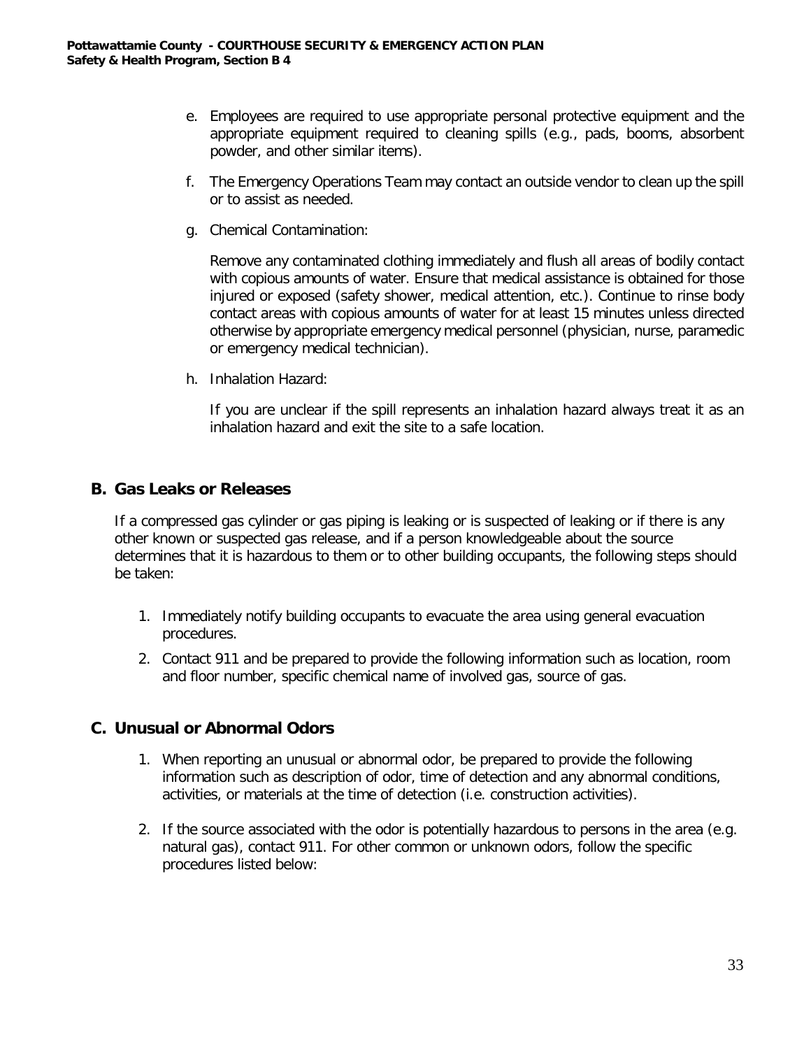e. Employees are required to use appropriate personal protective equipment and the appropriate equipment required to cleaning spills (e.g., pads, booms, absorbent powder, and other similar items).

f. The Emergency Operations Team may contact an outside vendor to clean up the spill or to assist as needed.

g. Chemical Contamination:

   Remove any contaminated clothing immediately and flush all areas of bodily contact with copious amounts of water. Ensure that medical assistance is obtained for those injured or exposed (safety shower, medical attention, etc.). Continue to rinse body contact areas with copious amounts of water for at least 15 minutes unless directed otherwise by appropriate emergency medical personnel (physician, nurse, paramedic or emergency medical technician).

h. Inhalation Hazard:

   If you are unclear if the spill represents an inhalation hazard always treat it as an inhalation hazard and exit the site to a safe location.

## B. Gas Leaks or Releases

If a compressed gas cylinder or gas piping is leaking or is suspected of leaking or if there is any other known or suspected gas release, and if a person knowledgeable about the source determines that it is hazardous to them or to other building occupants, the following steps should be taken:

1. Immediately notify building occupants to evacuate the area using general evacuation procedures.
2. Contact 911 and be prepared to provide the following information such as location, room and floor number, specific chemical name of involved gas, source of gas.

## C. Unusual or Abnormal Odors

1. When reporting an unusual or abnormal odor, be prepared to provide the following information such as description of odor, time of detection and any abnormal conditions, activities, or materials at the time of detection (i.e. construction activities).
2. If the source associated with the odor is potentially hazardous to persons in the area (e.g. natural gas), contact 911. For other common or unknown odors, follow the specific procedures listed below: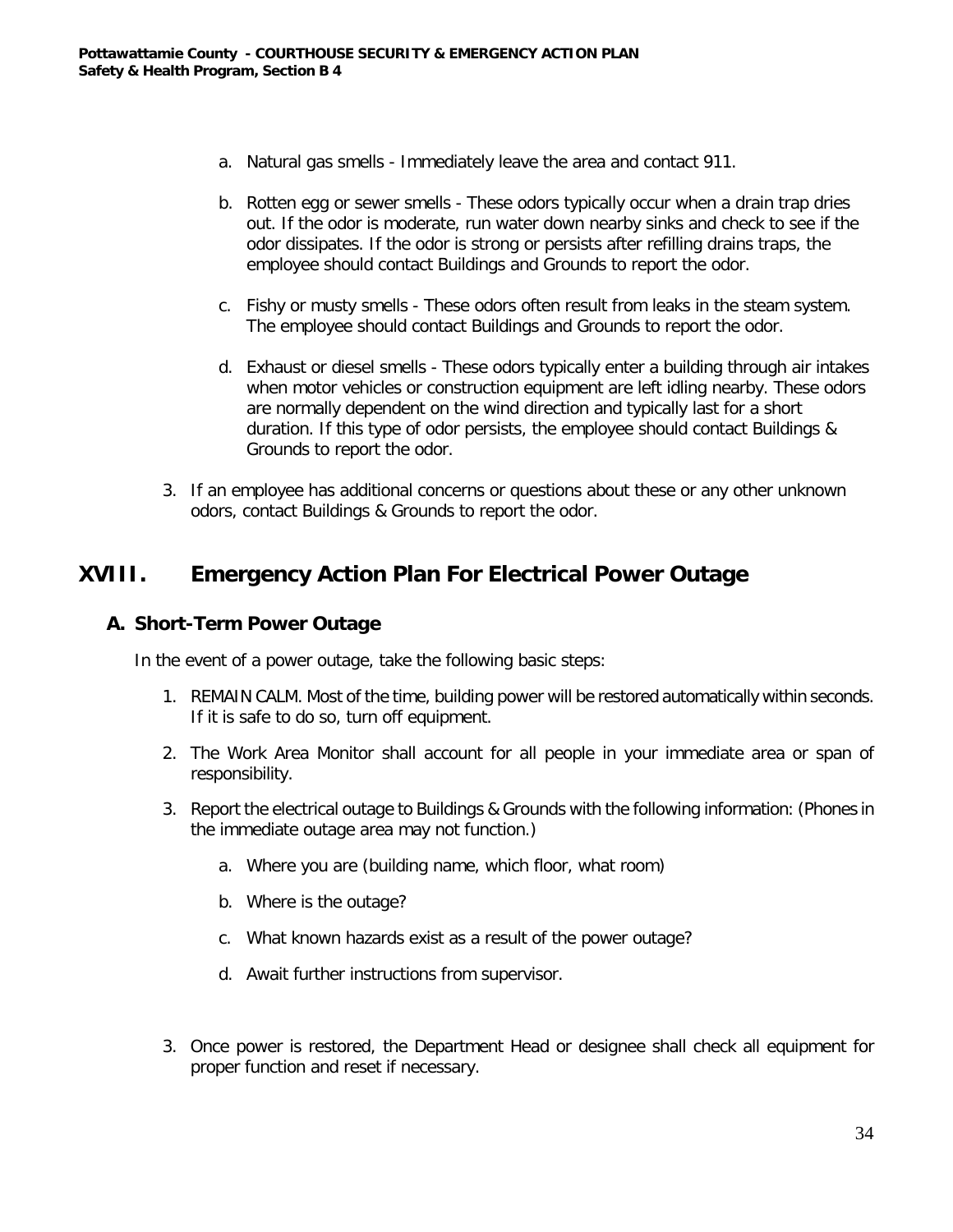a. Natural gas smells - Immediately leave the area and contact 911.

b. Rotten egg or sewer smells - These odors typically occur when a drain trap dries out. If the odor is moderate, run water down nearby sinks and check to see if the odor dissipates. If the odor is strong or persists after refilling drains traps, the employee should contact Buildings and Grounds to report the odor.

c. Fishy or musty smells - These odors often result from leaks in the steam system. The employee should contact Buildings and Grounds to report the odor.

d. Exhaust or diesel smells - These odors typically enter a building through air intakes when motor vehicles or construction equipment are left idling nearby. These odors are normally dependent on the wind direction and typically last for a short duration. If this type of odor persists, the employee should contact Buildings & Grounds to report the odor.

3. If an employee has additional concerns or questions about these or any other unknown odors, contact Buildings & Grounds to report the odor.

# XVIII. Emergency Action Plan For Electrical Power Outage

## A. Short-Term Power Outage

In the event of a power outage, take the following basic steps:

1. REMAIN CALM. Most of the time, building power will be restored automatically within seconds. If it is safe to do so, turn off equipment.

2. The Work Area Monitor shall account for all people in your immediate area or span of responsibility.

3. Report the electrical outage to Buildings & Grounds with the following information: (Phones in the immediate outage area may not function.)

   a. Where you are (building name, which floor, what room)

   b. Where is the outage?

   c. What known hazards exist as a result of the power outage?

   d. Await further instructions from supervisor.

3. Once power is restored, the Department Head or designee shall check all equipment for proper function and reset if necessary.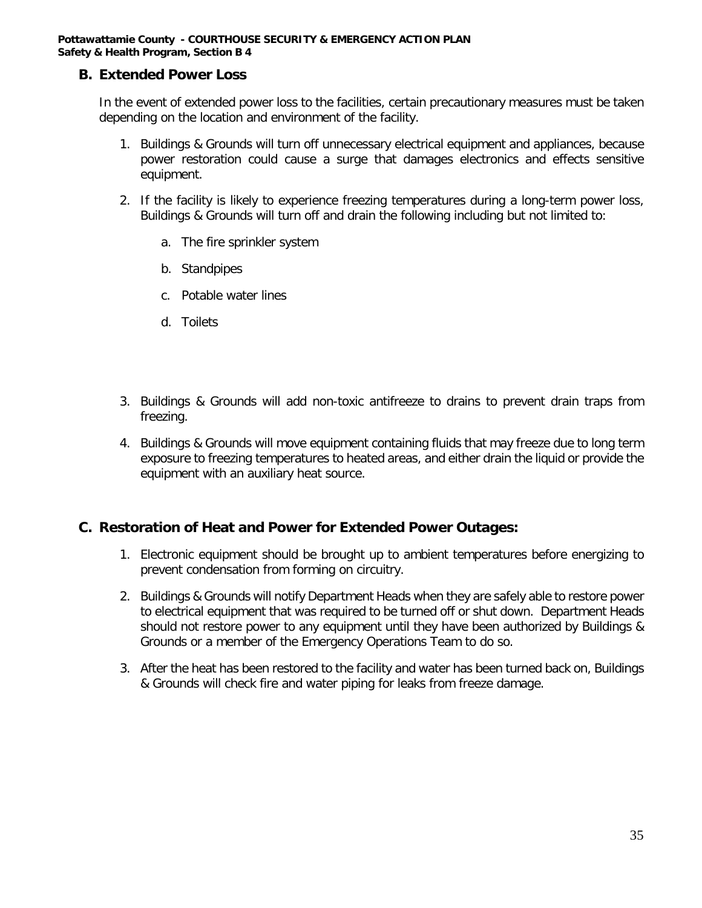## B. Extended Power Loss

In the event of extended power loss to the facilities, certain precautionary measures must be taken depending on the location and environment of the facility.

1. Buildings & Grounds will turn off unnecessary electrical equipment and appliances, because power restoration could cause a surge that damages electronics and effects sensitive equipment.
2. If the facility is likely to experience freezing temperatures during a long-term power loss, Buildings & Grounds will turn off and drain the following including but not limited to:
    a. The fire sprinkler system
    b. Standpipes
    c. Potable water lines
    d. Toilets
3. Buildings & Grounds will add non-toxic antifreeze to drains to prevent drain traps from freezing.
4. Buildings & Grounds will move equipment containing fluids that may freeze due to long term exposure to freezing temperatures to heated areas, and either drain the liquid or provide the equipment with an auxiliary heat source.

## C. Restoration of Heat and Power for Extended Power Outages:

1. Electronic equipment should be brought up to ambient temperatures before energizing to prevent condensation from forming on circuitry.
2. Buildings & Grounds will notify Department Heads when they are safely able to restore power to electrical equipment that was required to be turned off or shut down. Department Heads should not restore power to any equipment until they have been authorized by Buildings & Grounds or a member of the Emergency Operations Team to do so.
3. After the heat has been restored to the facility and water has been turned back on, Buildings & Grounds will check fire and water piping for leaks from freeze damage.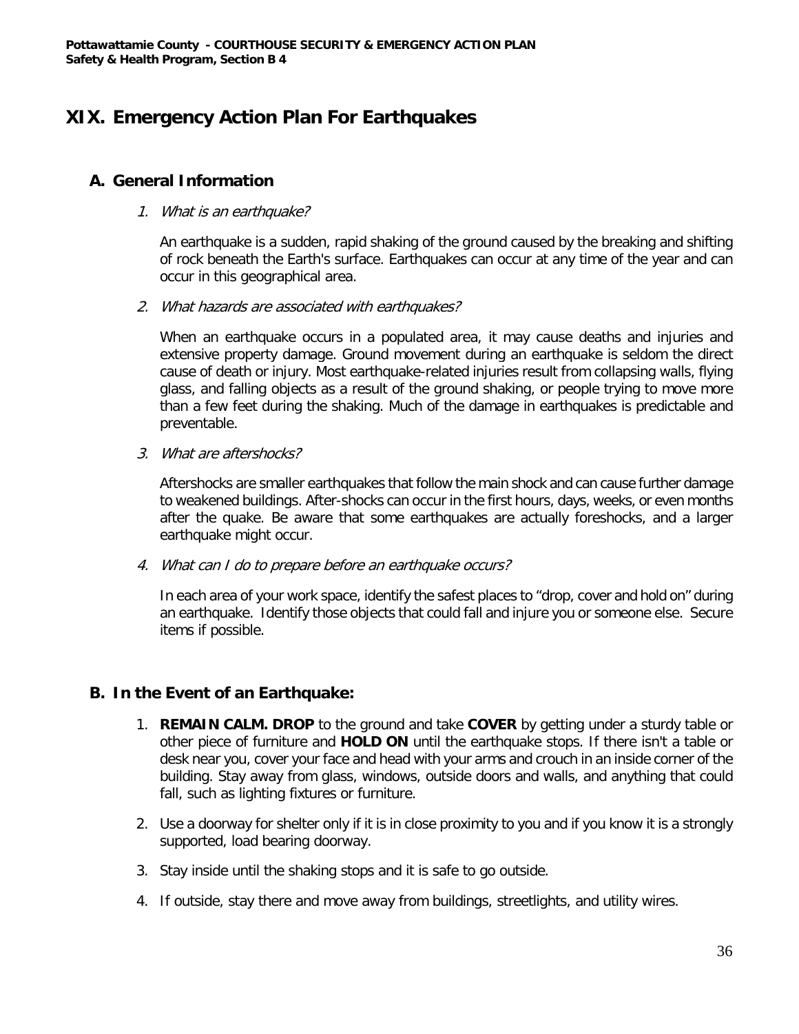# XIX. Emergency Action Plan For Earthquakes

## A. General Information

1. *What is an earthquake?*

   An earthquake is a sudden, rapid shaking of the ground caused by the breaking and shifting of rock beneath the Earth's surface. Earthquakes can occur at any time of the year and can occur in this geographical area.

2. *What hazards are associated with earthquakes?*

   When an earthquake occurs in a populated area, it may cause deaths and injuries and extensive property damage. Ground movement during an earthquake is seldom the direct cause of death or injury. Most earthquake-related injuries result from collapsing walls, flying glass, and falling objects as a result of the ground shaking, or people trying to move more than a few feet during the shaking. Much of the damage in earthquakes is predictable and preventable.

3. *What are aftershocks?*

   Aftershocks are smaller earthquakes that follow the main shock and can cause further damage to weakened buildings. After-shocks can occur in the first hours, days, weeks, or even months after the quake. Be aware that some earthquakes are actually foreshocks, and a larger earthquake might occur.

4. *What can I do to prepare before an earthquake occurs?*

   In each area of your work space, identify the safest places to "drop, cover and hold on" during an earthquake. Identify those objects that could fall and injure you or someone else. Secure items if possible.

## B. In the Event of an Earthquake:

1. **REMAIN CALM. DROP** to the ground and take **COVER** by getting under a sturdy table or other piece of furniture and **HOLD ON** until the earthquake stops. If there isn't a table or desk near you, cover your face and head with your arms and crouch in an inside corner of the building. Stay away from glass, windows, outside doors and walls, and anything that could fall, such as lighting fixtures or furniture.
2. Use a doorway for shelter only if it is in close proximity to you and if you know it is a strongly supported, load bearing doorway.
3. Stay inside until the shaking stops and it is safe to go outside.
4. If outside, stay there and move away from buildings, streetlights, and utility wires.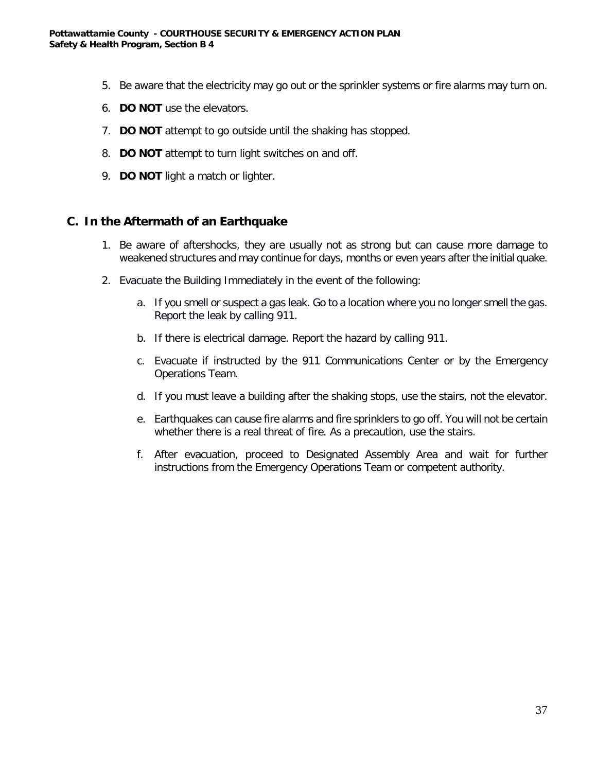5. Be aware that the electricity may go out or the sprinkler systems or fire alarms may turn on.
6. **DO NOT** use the elevators.
7. **DO NOT** attempt to go outside until the shaking has stopped.
8. **DO NOT** attempt to turn light switches on and off.
9. **DO NOT** light a match or lighter.

## C. In the Aftermath of an Earthquake

1. Be aware of aftershocks, they are usually not as strong but can cause more damage to weakened structures and may continue for days, months or even years after the initial quake.
2. Evacuate the Building Immediately in the event of the following:
   a. If you smell or suspect a gas leak. Go to a location where you no longer smell the gas. Report the leak by calling 911.
   b. If there is electrical damage. Report the hazard by calling 911.
   c. Evacuate if instructed by the 911 Communications Center or by the Emergency Operations Team.
   d. If you must leave a building after the shaking stops, use the stairs, not the elevator.
   e. Earthquakes can cause fire alarms and fire sprinklers to go off. You will not be certain whether there is a real threat of fire. As a precaution, use the stairs.
   f. After evacuation, proceed to Designated Assembly Area and wait for further instructions from the Emergency Operations Team or competent authority.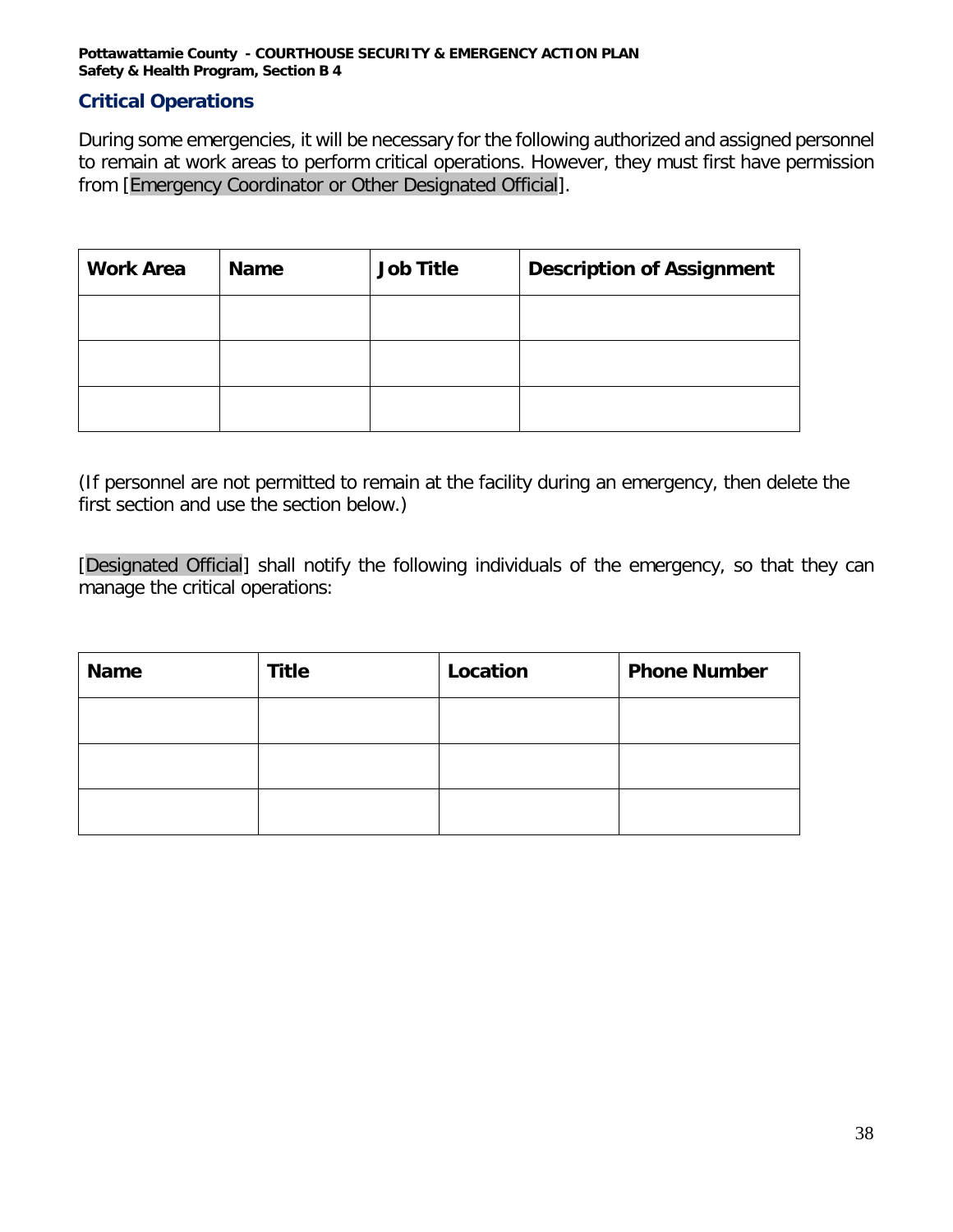## Critical Operations

During some emergencies, it will be necessary for the following authorized and assigned personnel to remain at work areas to perform critical operations. However, they must first have permission from [Emergency Coordinator or Other Designated Official].

| Work Area | Name | Job Title | Description of Assignment |
|---|---|---|---|
| | | | |
| | | | |
| | | | |

(If personnel are not permitted to remain at the facility during an emergency, then delete the first section and use the section below.)

[Designated Official] shall notify the following individuals of the emergency, so that they can manage the critical operations:

| Name | Title | Location | Phone Number |
|---|---|---|---|
| | | | |
| | | | |
| | | | |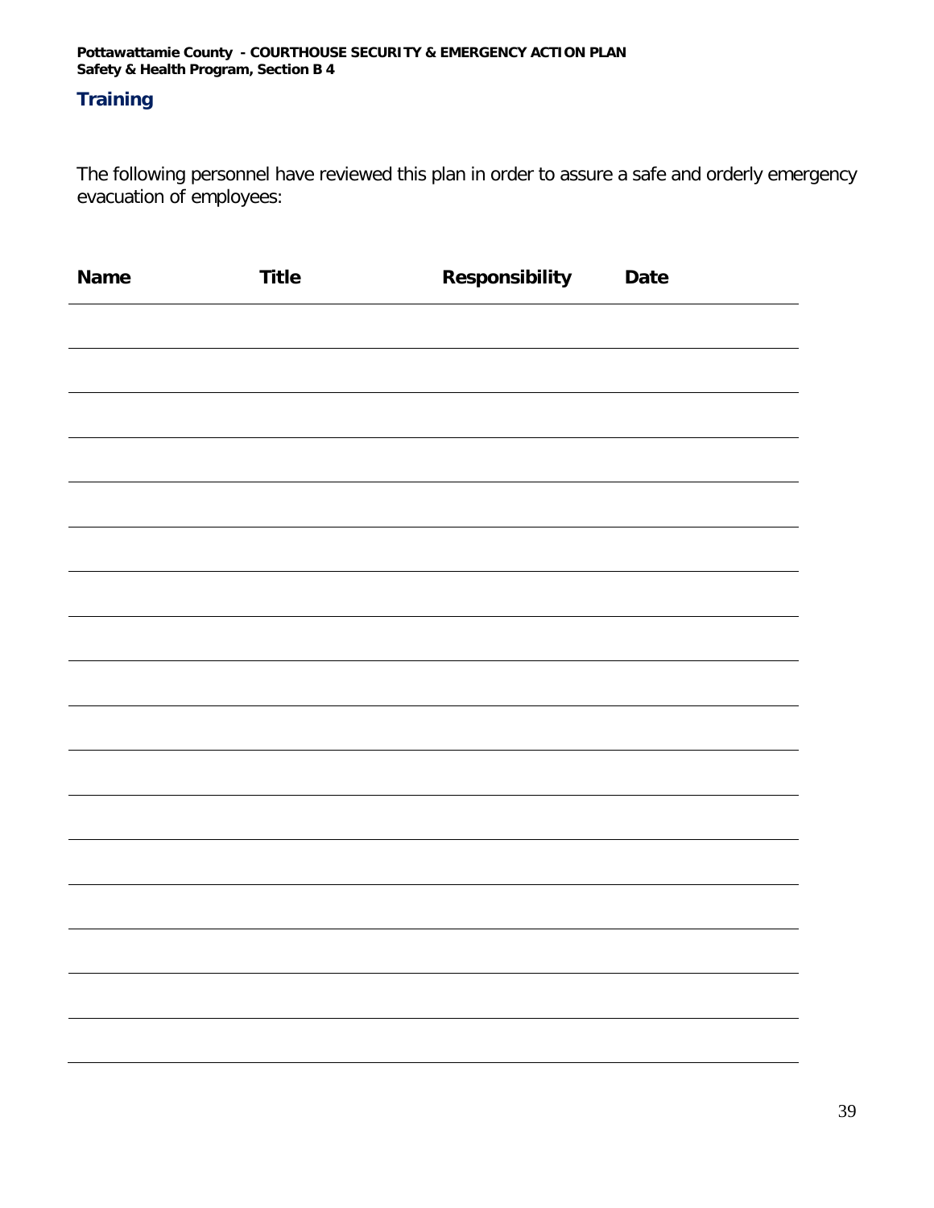## Training

The following personnel have reviewed this plan in order to assure a safe and orderly emergency evacuation of employees:

| Name | Title | Responsibility | Date |
|---|---|---|---|
| | | | |
| | | | |
| | | | |
| | | | |
| | | | |
| | | | |
| | | | |
| | | | |
| | | | |
| | | | |
| | | | |
| | | | |
| | | | |
| | | | |
| | | | |
| | | | |
| | | | |